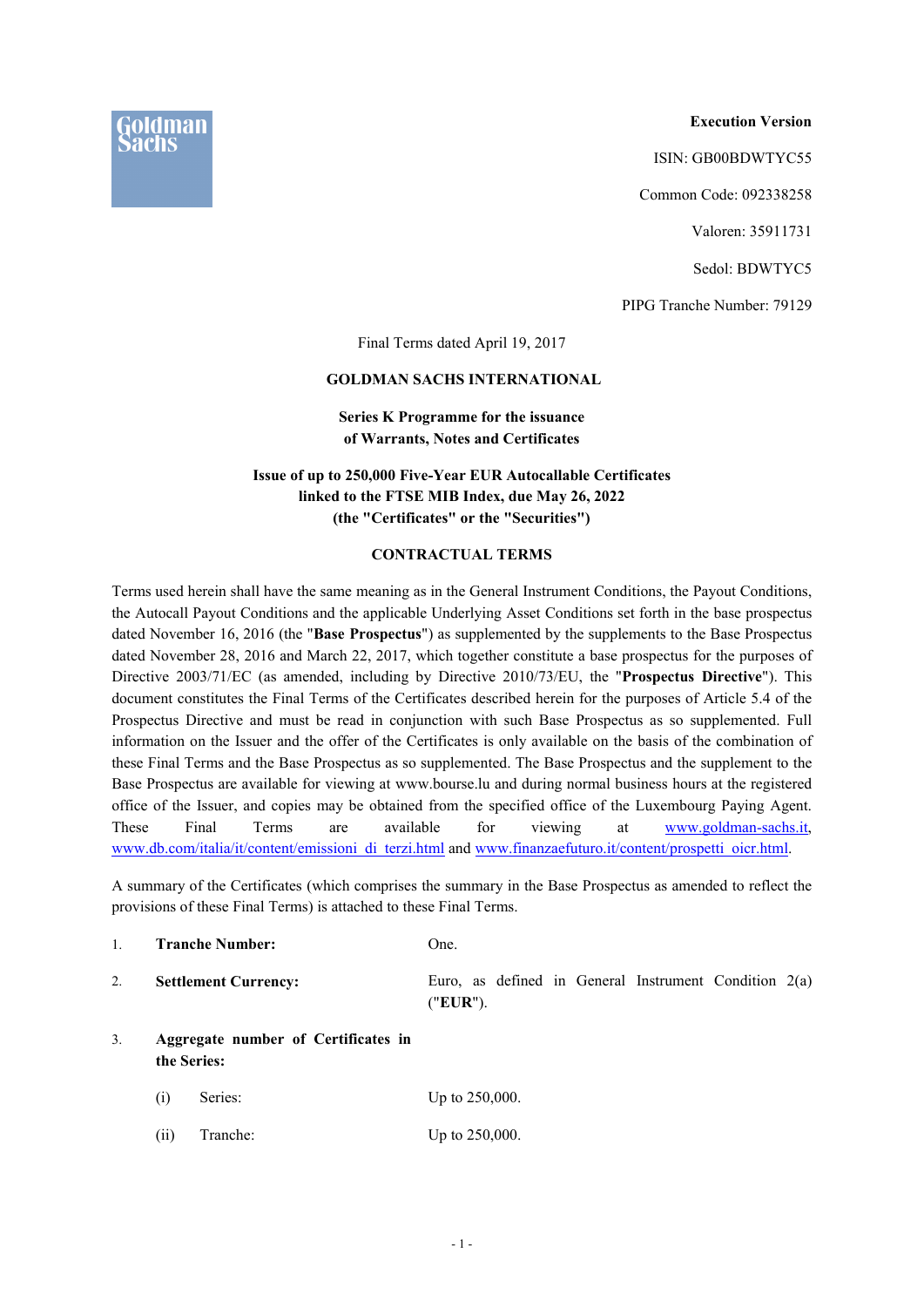Goldman Sachs

**Execution Version**

ISIN: GB00BDWTYC55

Common Code: 092338258

Valoren: 35911731

Sedol: BDWTYC5

PIPG Tranche Number: 79129

Final Terms dated April 19, 2017

**GOLDMAN SACHS INTERNATIONAL**

**Series K Programme for the issuance of Warrants, Notes and Certificates**

**Issue of up to 250,000 Five-Year EUR Autocallable Certificates linked to the FTSE MIB Index, due May 26, 2022 (the "Certificates" or the "Securities")**

**CONTRACTUAL TERMS**

Terms used herein shall have the same meaning as in the General Instrument Conditions, the Payout Conditions, the Autocall Payout Conditions and the applicable Underlying Asset Conditions set forth in the base prospectus dated November 16, 2016 (the "**Base Prospectus**") as supplemented by the supplements to the Base Prospectus dated November 28, 2016 and March 22, 2017, which together constitute a base prospectus for the purposes of Directive 2003/71/EC (as amended, including by Directive 2010/73/EU, the "**Prospectus Directive**"). This document constitutes the Final Terms of the Certificates described herein for the purposes of Article 5.4 of the Prospectus Directive and must be read in conjunction with such Base Prospectus as so supplemented. Full information on the Issuer and the offer of the Certificates is only available on the basis of the combination of these Final Terms and the Base Prospectus as so supplemented. The Base Prospectus and the supplement to the Base Prospectus are available for viewing at www.bourse.lu and during normal business hours at the registered office of the Issuer, and copies may be obtained from the specified office of the Luxembourg Paying Agent. These Final Terms are available for viewing at www.goldman-sachs.it, www.db.com/italia/it/content/emissioni_di_terzi.html and www.finanzaefuturo.it/content/prospetti_oicr.html.

A summary of the Certificates (which comprises the summary in the Base Prospectus as amended to reflect the provisions of these Final Terms) is attached to these Final Terms.

1. **Tranche Number:** One.

2. **Settlement Currency:** Euro, as defined in General Instrument Condition 2(a) ("**EUR**").

3. **Aggregate number of Certificates in the Series:**

   (i) Series: Up to 250,000.

   (ii) Tranche: Up to 250,000.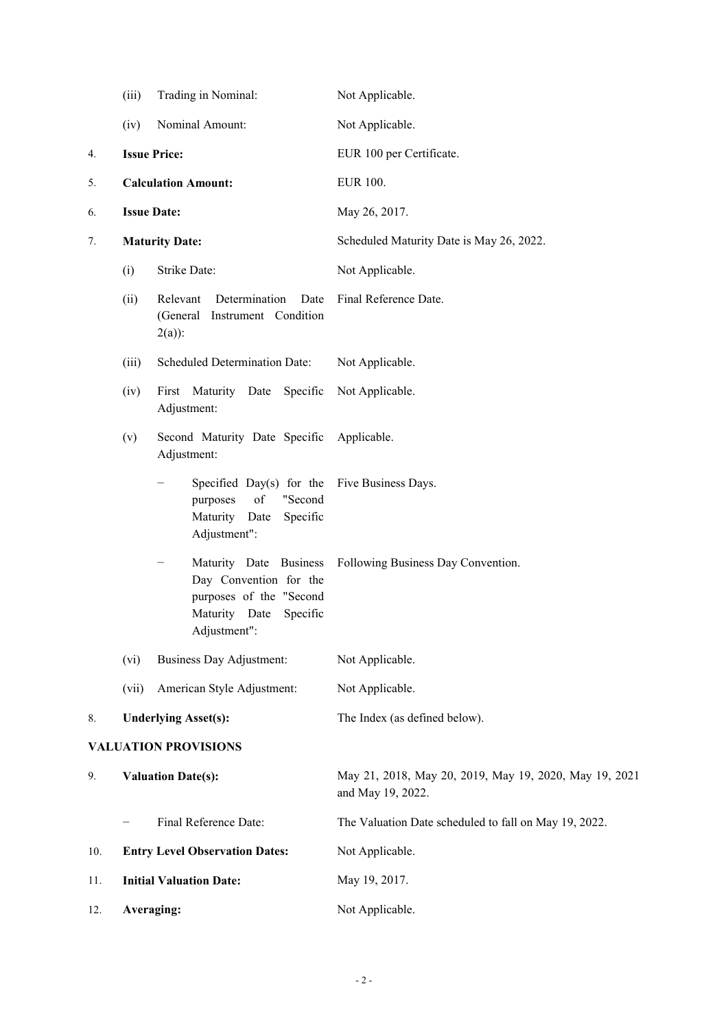| | | | |
|---|---|---|---|
| | (iii) | Trading in Nominal: | Not Applicable. |
| | (iv) | Nominal Amount: | Not Applicable. |
| 4. | **Issue Price:** | | EUR 100 per Certificate. |
| 5. | **Calculation Amount:** | | EUR 100. |
| 6. | **Issue Date:** | | May 26, 2017. |
| 7. | **Maturity Date:** | | Scheduled Maturity Date is May 26, 2022. |
| | (i) | Strike Date: | Not Applicable. |
| | (ii) | Relevant Determination Date (General Instrument Condition 2(a)): | Final Reference Date. |
| | (iii) | Scheduled Determination Date: | Not Applicable. |
| | (iv) | First Maturity Date Specific Adjustment: | Not Applicable. |
| | (v) | Second Maturity Date Specific Adjustment: | Applicable. |
| | | − Specified Day(s) for the purposes of "Second Maturity Date Specific Adjustment": | Five Business Days. |
| | | − Maturity Date Business Day Convention for the purposes of the "Second Maturity Date Specific Adjustment": | Following Business Day Convention. |
| | (vi) | Business Day Adjustment: | Not Applicable. |
| | (vii) | American Style Adjustment: | Not Applicable. |
| 8. | **Underlying Asset(s):** | | The Index (as defined below). |

**VALUATION PROVISIONS**

| | | | |
|---|---|---|---|
| 9. | **Valuation Date(s):** | | May 21, 2018, May 20, 2019, May 19, 2020, May 19, 2021 and May 19, 2022. |
| | − | Final Reference Date: | The Valuation Date scheduled to fall on May 19, 2022. |
| 10. | **Entry Level Observation Dates:** | | Not Applicable. |
| 11. | **Initial Valuation Date:** | | May 19, 2017. |
| 12. | **Averaging:** | | Not Applicable. |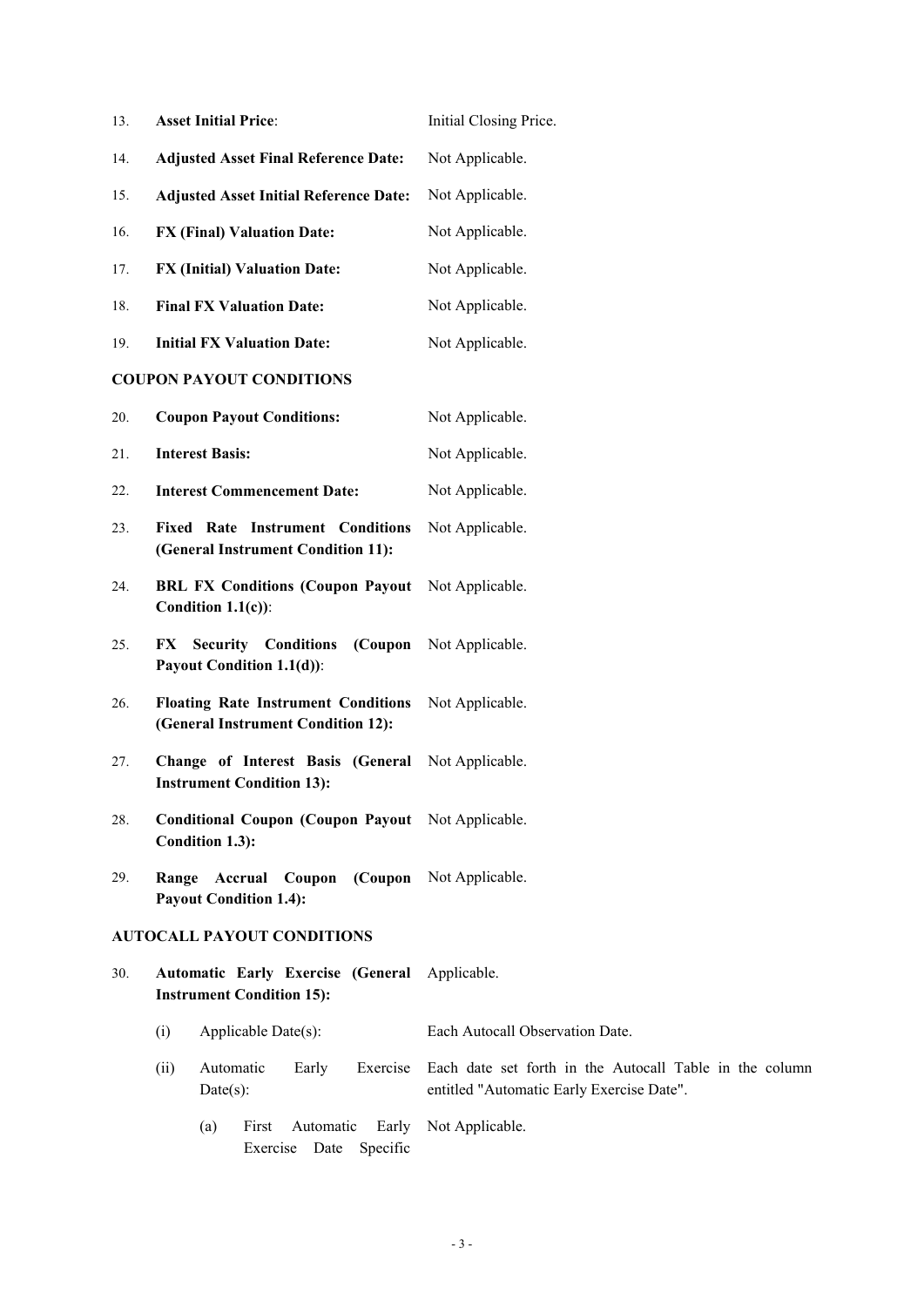| | | |
|---|---|---|
| 13. | **Asset Initial Price**: | Initial Closing Price. |
| 14. | **Adjusted Asset Final Reference Date:** | Not Applicable. |
| 15. | **Adjusted Asset Initial Reference Date:** | Not Applicable. |
| 16. | **FX (Final) Valuation Date:** | Not Applicable. |
| 17. | **FX (Initial) Valuation Date:** | Not Applicable. |
| 18. | **Final FX Valuation Date:** | Not Applicable. |
| 19. | **Initial FX Valuation Date:** | Not Applicable. |

**COUPON PAYOUT CONDITIONS**

| | | |
|---|---|---|
| 20. | **Coupon Payout Conditions:** | Not Applicable. |
| 21. | **Interest Basis:** | Not Applicable. |
| 22. | **Interest Commencement Date:** | Not Applicable. |
| 23. | **Fixed Rate Instrument Conditions (General Instrument Condition 11):** | Not Applicable. |
| 24. | **BRL FX Conditions (Coupon Payout Condition 1.1(c))**: | Not Applicable. |
| 25. | **FX Security Conditions (Coupon Payout Condition 1.1(d))**: | Not Applicable. |
| 26. | **Floating Rate Instrument Conditions (General Instrument Condition 12):** | Not Applicable. |
| 27. | **Change of Interest Basis (General Instrument Condition 13):** | Not Applicable. |
| 28. | **Conditional Coupon (Coupon Payout Condition 1.3):** | Not Applicable. |
| 29. | **Range Accrual Coupon (Coupon Payout Condition 1.4):** | Not Applicable. |

**AUTOCALL PAYOUT CONDITIONS**

| | | |
|---|---|---|
| 30. | **Automatic Early Exercise (General Instrument Condition 15):** | Applicable. |
| | (i) Applicable Date(s): | Each Autocall Observation Date. |
| | (ii) Automatic Early Exercise Date(s): | Each date set forth in the Autocall Table in the column entitled "Automatic Early Exercise Date". |
| | (a) First Automatic Early Exercise Date Specific | Not Applicable. |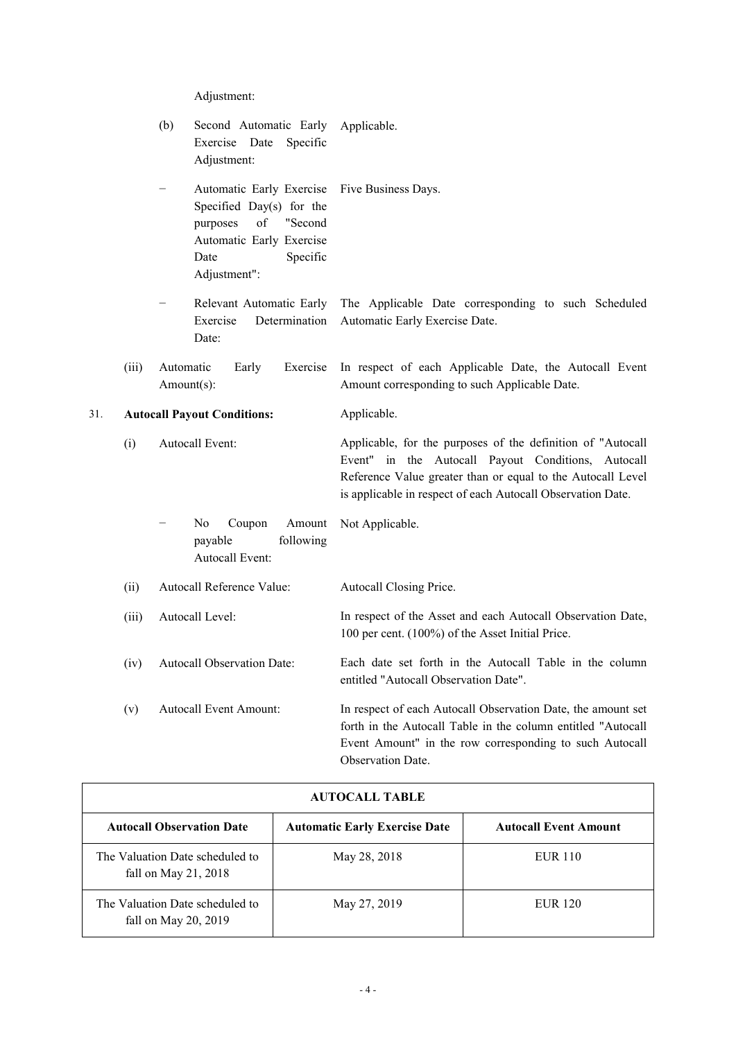Adjustment:

(b) Second Automatic Early Exercise Date Specific Adjustment: Applicable.

− Automatic Early Exercise Specified Day(s) for the purposes of "Second Automatic Early Exercise Date Specific Adjustment": Five Business Days.

− Relevant Automatic Early Exercise Determination Date: The Applicable Date corresponding to such Scheduled Automatic Early Exercise Date.

(iii) Automatic Early Exercise Amount(s): In respect of each Applicable Date, the Autocall Event Amount corresponding to such Applicable Date.

31. **Autocall Payout Conditions:** Applicable.

(i) Autocall Event: Applicable, for the purposes of the definition of "Autocall Event" in the Autocall Payout Conditions, Autocall Reference Value greater than or equal to the Autocall Level is applicable in respect of each Autocall Observation Date.

− No Coupon Amount payable following Autocall Event: Not Applicable.

(ii) Autocall Reference Value: Autocall Closing Price.

(iii) Autocall Level: In respect of the Asset and each Autocall Observation Date, 100 per cent. (100%) of the Asset Initial Price.

(iv) Autocall Observation Date: Each date set forth in the Autocall Table in the column entitled "Autocall Observation Date".

(v) Autocall Event Amount: In respect of each Autocall Observation Date, the amount set forth in the Autocall Table in the column entitled "Autocall Event Amount" in the row corresponding to such Autocall Observation Date.

| **AUTOCALL TABLE** | | |
|---|---|---|
| **Autocall Observation Date** | **Automatic Early Exercise Date** | **Autocall Event Amount** |
| The Valuation Date scheduled to fall on May 21, 2018 | May 28, 2018 | EUR 110 |
| The Valuation Date scheduled to fall on May 20, 2019 | May 27, 2019 | EUR 120 |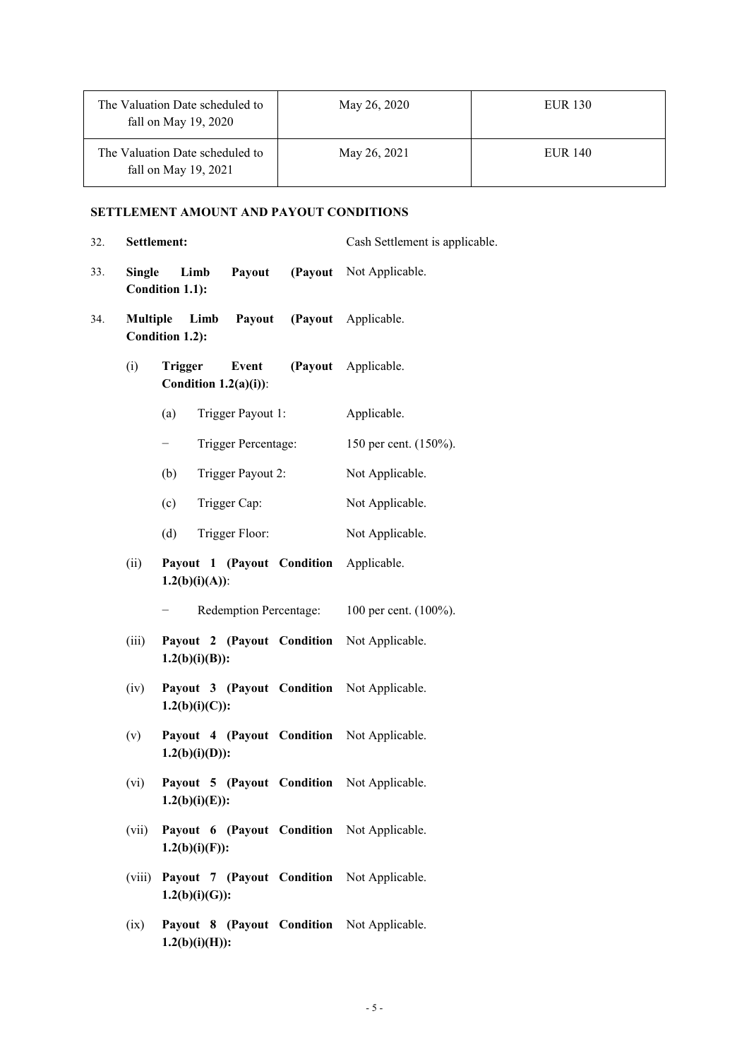| The Valuation Date scheduled to fall on May 19, 2020 | May 26, 2020 | EUR 130 |
|---|---|---|
| The Valuation Date scheduled to fall on May 19, 2021 | May 26, 2021 | EUR 140 |

**SETTLEMENT AMOUNT AND PAYOUT CONDITIONS**

32. **Settlement:** Cash Settlement is applicable.

33. **Single Limb Payout (Payout Condition 1.1):** Not Applicable.

34. **Multiple Limb Payout (Payout Condition 1.2):** Applicable.

    (i) **Trigger Event (Payout Condition 1.2(a)(i))**: Applicable.

    (a) Trigger Payout 1: Applicable.

    − Trigger Percentage: 150 per cent. (150%).

    (b) Trigger Payout 2: Not Applicable.

    (c) Trigger Cap: Not Applicable.

    (d) Trigger Floor: Not Applicable.

    (ii) **Payout 1 (Payout Condition 1.2(b)(i)(A))**: Applicable.

    − Redemption Percentage: 100 per cent. (100%).

    (iii) **Payout 2 (Payout Condition 1.2(b)(i)(B)):** Not Applicable.

    (iv) **Payout 3 (Payout Condition 1.2(b)(i)(C)):** Not Applicable.

    (v) **Payout 4 (Payout Condition 1.2(b)(i)(D)):** Not Applicable.

    (vi) **Payout 5 (Payout Condition 1.2(b)(i)(E)):** Not Applicable.

    (vii) **Payout 6 (Payout Condition 1.2(b)(i)(F)):** Not Applicable.

    (viii) **Payout 7 (Payout Condition 1.2(b)(i)(G)):** Not Applicable.

    (ix) **Payout 8 (Payout Condition 1.2(b)(i)(H)):** Not Applicable.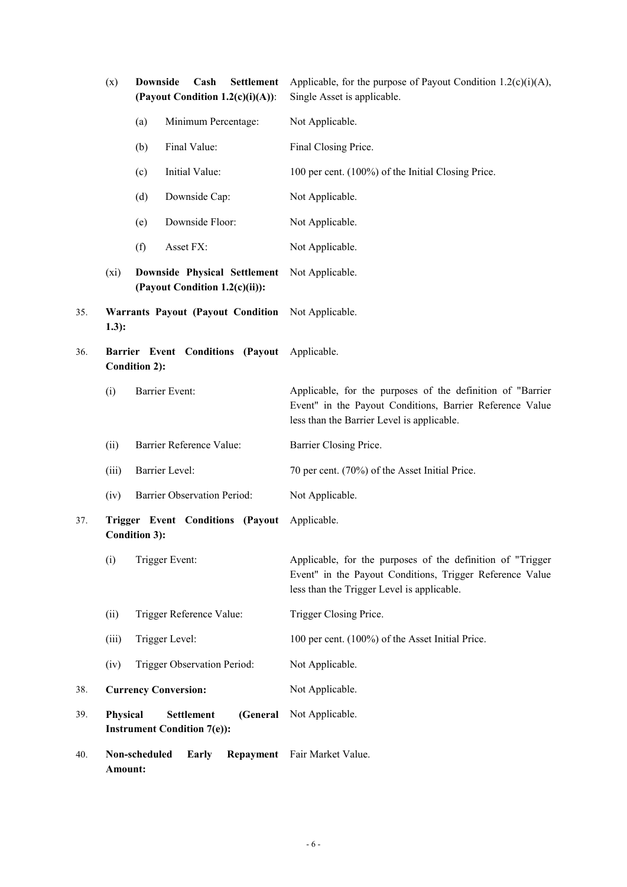| | | |
|---|---|---|
| (x) | **Downside Cash Settlement (Payout Condition 1.2(c)(i)(A))**: | Applicable, for the purpose of Payout Condition 1.2(c)(i)(A), Single Asset is applicable. |
| | (a) Minimum Percentage: | Not Applicable. |
| | (b) Final Value: | Final Closing Price. |
| | (c) Initial Value: | 100 per cent. (100%) of the Initial Closing Price. |
| | (d) Downside Cap: | Not Applicable. |
| | (e) Downside Floor: | Not Applicable. |
| | (f) Asset FX: | Not Applicable. |
| (xi) | **Downside Physical Settlement (Payout Condition 1.2(c)(ii)):** | Not Applicable. |

35. **Warrants Payout (Payout Condition 1.3):** Not Applicable.

36. **Barrier Event Conditions (Payout Condition 2):** Applicable.

| | | |
|---|---|---|
| (i) | Barrier Event: | Applicable, for the purposes of the definition of "Barrier Event" in the Payout Conditions, Barrier Reference Value less than the Barrier Level is applicable. |
| (ii) | Barrier Reference Value: | Barrier Closing Price. |
| (iii) | Barrier Level: | 70 per cent. (70%) of the Asset Initial Price. |
| (iv) | Barrier Observation Period: | Not Applicable. |

37. **Trigger Event Conditions (Payout Condition 3):** Applicable.

| | | |
|---|---|---|
| (i) | Trigger Event: | Applicable, for the purposes of the definition of "Trigger Event" in the Payout Conditions, Trigger Reference Value less than the Trigger Level is applicable. |
| (ii) | Trigger Reference Value: | Trigger Closing Price. |
| (iii) | Trigger Level: | 100 per cent. (100%) of the Asset Initial Price. |
| (iv) | Trigger Observation Period: | Not Applicable. |

38. **Currency Conversion:** Not Applicable.

39. **Physical Settlement (General Instrument Condition 7(e)):** Not Applicable.

40. **Non-scheduled Early Repayment Amount:** Fair Market Value.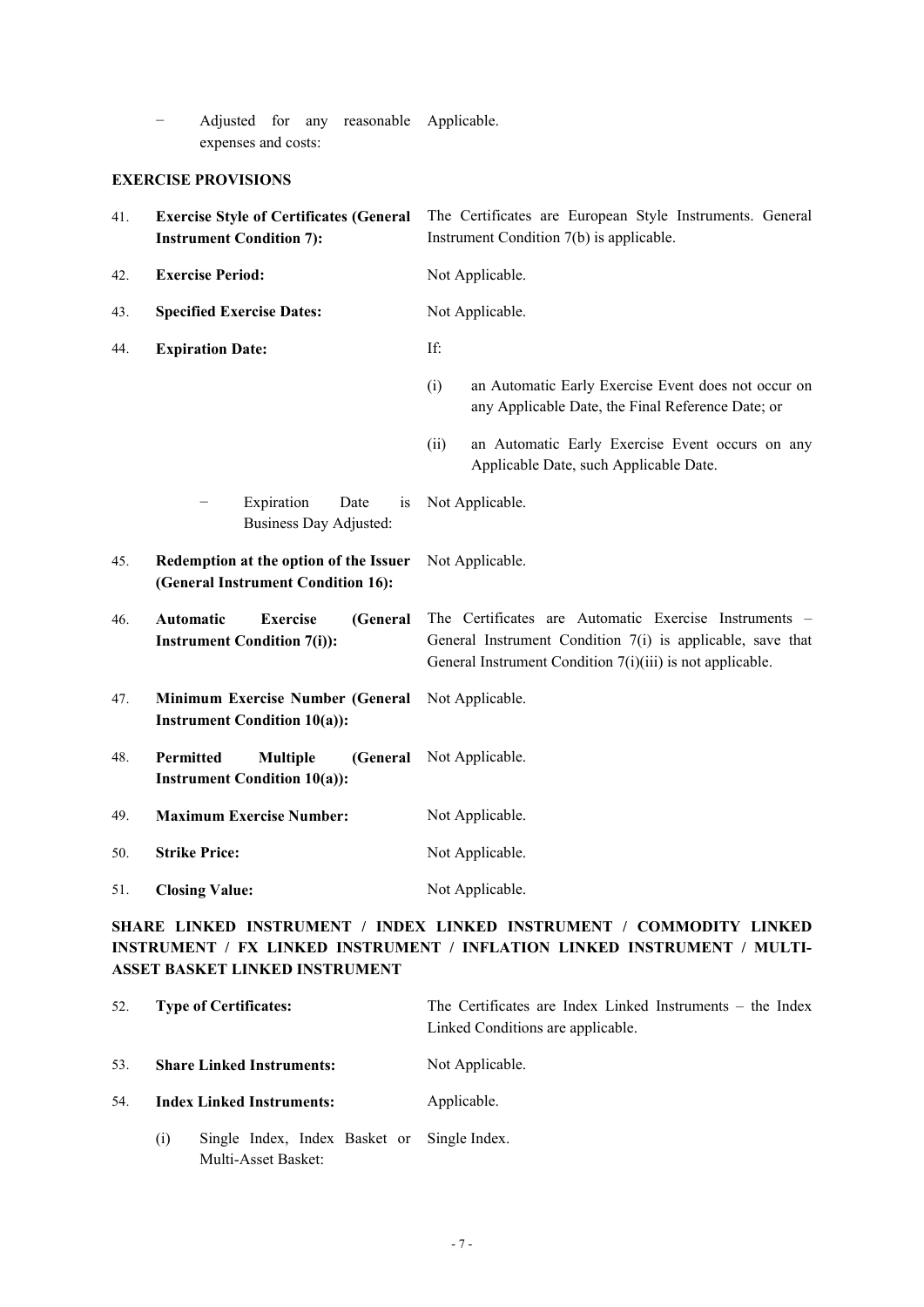− Adjusted for any reasonable expenses and costs: Applicable.

**EXERCISE PROVISIONS**

| | | |
|---|---|---|
| 41. | **Exercise Style of Certificates (General Instrument Condition 7):** | The Certificates are European Style Instruments. General Instrument Condition 7(b) is applicable. |
| 42. | **Exercise Period:** | Not Applicable. |
| 43. | **Specified Exercise Dates:** | Not Applicable. |
| 44. | **Expiration Date:** | If:<br>(i) an Automatic Early Exercise Event does not occur on any Applicable Date, the Final Reference Date; or<br>(ii) an Automatic Early Exercise Event occurs on any Applicable Date, such Applicable Date. |
| | − Expiration Date is Business Day Adjusted: | Not Applicable. |
| 45. | **Redemption at the option of the Issuer (General Instrument Condition 16):** | Not Applicable. |
| 46. | **Automatic Exercise (General Instrument Condition 7(i)):** | The Certificates are Automatic Exercise Instruments – General Instrument Condition 7(i) is applicable, save that General Instrument Condition 7(i)(iii) is not applicable. |
| 47. | **Minimum Exercise Number (General Instrument Condition 10(a)):** | Not Applicable. |
| 48. | **Permitted Multiple (General Instrument Condition 10(a)):** | Not Applicable. |
| 49. | **Maximum Exercise Number:** | Not Applicable. |
| 50. | **Strike Price:** | Not Applicable. |
| 51. | **Closing Value:** | Not Applicable. |

**SHARE LINKED INSTRUMENT / INDEX LINKED INSTRUMENT / COMMODITY LINKED INSTRUMENT / FX LINKED INSTRUMENT / INFLATION LINKED INSTRUMENT / MULTI-ASSET BASKET LINKED INSTRUMENT**

| | | |
|---|---|---|
| 52. | **Type of Certificates:** | The Certificates are Index Linked Instruments – the Index Linked Conditions are applicable. |
| 53. | **Share Linked Instruments:** | Not Applicable. |
| 54. | **Index Linked Instruments:** | Applicable. |
| | (i) Single Index, Index Basket or Multi-Asset Basket: | Single Index. |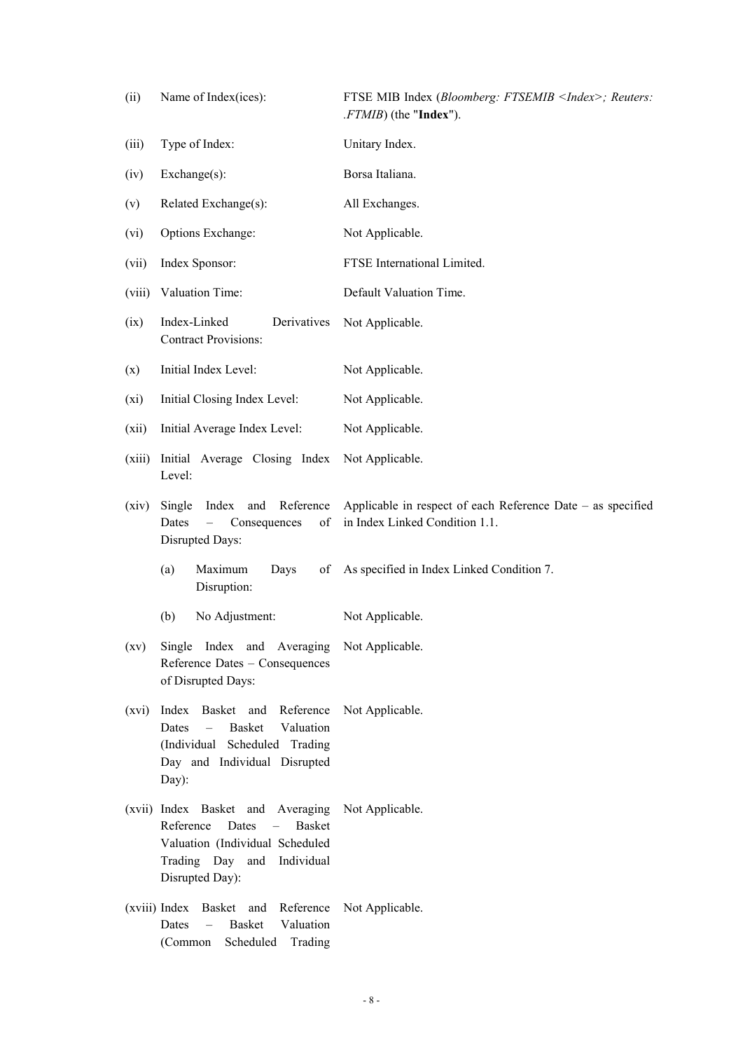| | | |
|---|---|---|
| (ii) | Name of Index(ices): | FTSE MIB Index (*Bloomberg: FTSEMIB <Index>; Reuters: .FTMIB*) (the "**Index**"). |
| (iii) | Type of Index: | Unitary Index. |
| (iv) | Exchange(s): | Borsa Italiana. |
| (v) | Related Exchange(s): | All Exchanges. |
| (vi) | Options Exchange: | Not Applicable. |
| (vii) | Index Sponsor: | FTSE International Limited. |
| (viii) | Valuation Time: | Default Valuation Time. |
| (ix) | Index-Linked Derivatives Contract Provisions: | Not Applicable. |
| (x) | Initial Index Level: | Not Applicable. |
| (xi) | Initial Closing Index Level: | Not Applicable. |
| (xii) | Initial Average Index Level: | Not Applicable. |
| (xiii) | Initial Average Closing Index Level: | Not Applicable. |
| (xiv) | Single Index and Reference Dates – Consequences of Disrupted Days: | Applicable in respect of each Reference Date – as specified in Index Linked Condition 1.1. |
| | (a) Maximum Days of Disruption: | As specified in Index Linked Condition 7. |
| | (b) No Adjustment: | Not Applicable. |
| (xv) | Single Index and Averaging Reference Dates – Consequences of Disrupted Days: | Not Applicable. |
| (xvi) | Index Basket and Reference Dates – Basket Valuation (Individual Scheduled Trading Day and Individual Disrupted Day): | Not Applicable. |
| (xvii) | Index Basket and Averaging Reference Dates – Basket Valuation (Individual Scheduled Trading Day and Individual Disrupted Day): | Not Applicable. |
| (xviii) | Index Basket and Reference Dates – Basket Valuation (Common Scheduled Trading | Not Applicable. |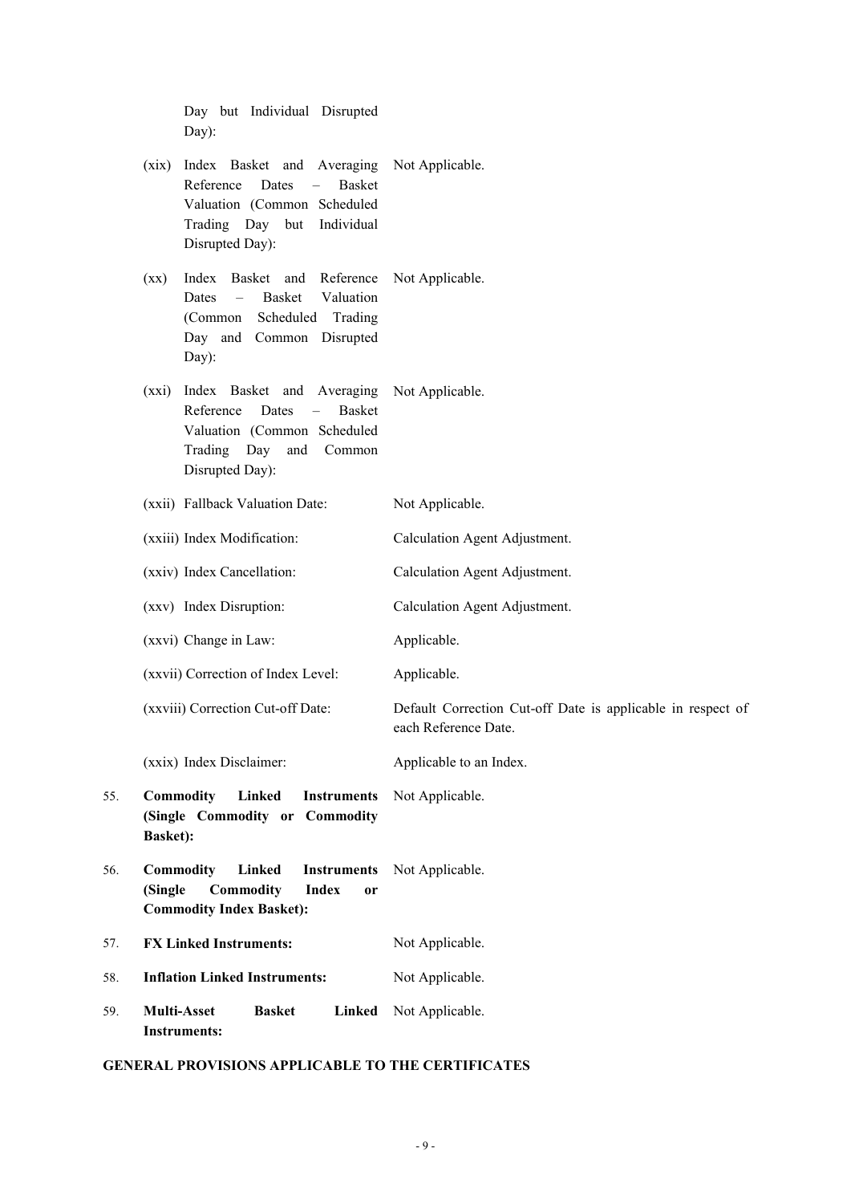| | | |
|---|---|---|
| | Day but Individual Disrupted Day): | |
| | (xix) Index Basket and Averaging Reference Dates – Basket Valuation (Common Scheduled Trading Day but Individual Disrupted Day): | Not Applicable. |
| | (xx) Index Basket and Reference Dates – Basket Valuation (Common Scheduled Trading Day and Common Disrupted Day): | Not Applicable. |
| | (xxi) Index Basket and Averaging Reference Dates – Basket Valuation (Common Scheduled Trading Day and Common Disrupted Day): | Not Applicable. |
| | (xxii) Fallback Valuation Date: | Not Applicable. |
| | (xxiii) Index Modification: | Calculation Agent Adjustment. |
| | (xxiv) Index Cancellation: | Calculation Agent Adjustment. |
| | (xxv) Index Disruption: | Calculation Agent Adjustment. |
| | (xxvi) Change in Law: | Applicable. |
| | (xxvii) Correction of Index Level: | Applicable. |
| | (xxviii) Correction Cut-off Date: | Default Correction Cut-off Date is applicable in respect of each Reference Date. |
| | (xxix) Index Disclaimer: | Applicable to an Index. |
| 55. | **Commodity Linked Instruments (Single Commodity or Commodity Basket):** | Not Applicable. |
| 56. | **Commodity Linked Instruments (Single Commodity Index or Commodity Index Basket):** | Not Applicable. |
| 57. | **FX Linked Instruments:** | Not Applicable. |
| 58. | **Inflation Linked Instruments:** | Not Applicable. |
| 59. | **Multi-Asset Basket Linked Instruments:** | Not Applicable. |

**GENERAL PROVISIONS APPLICABLE TO THE CERTIFICATES**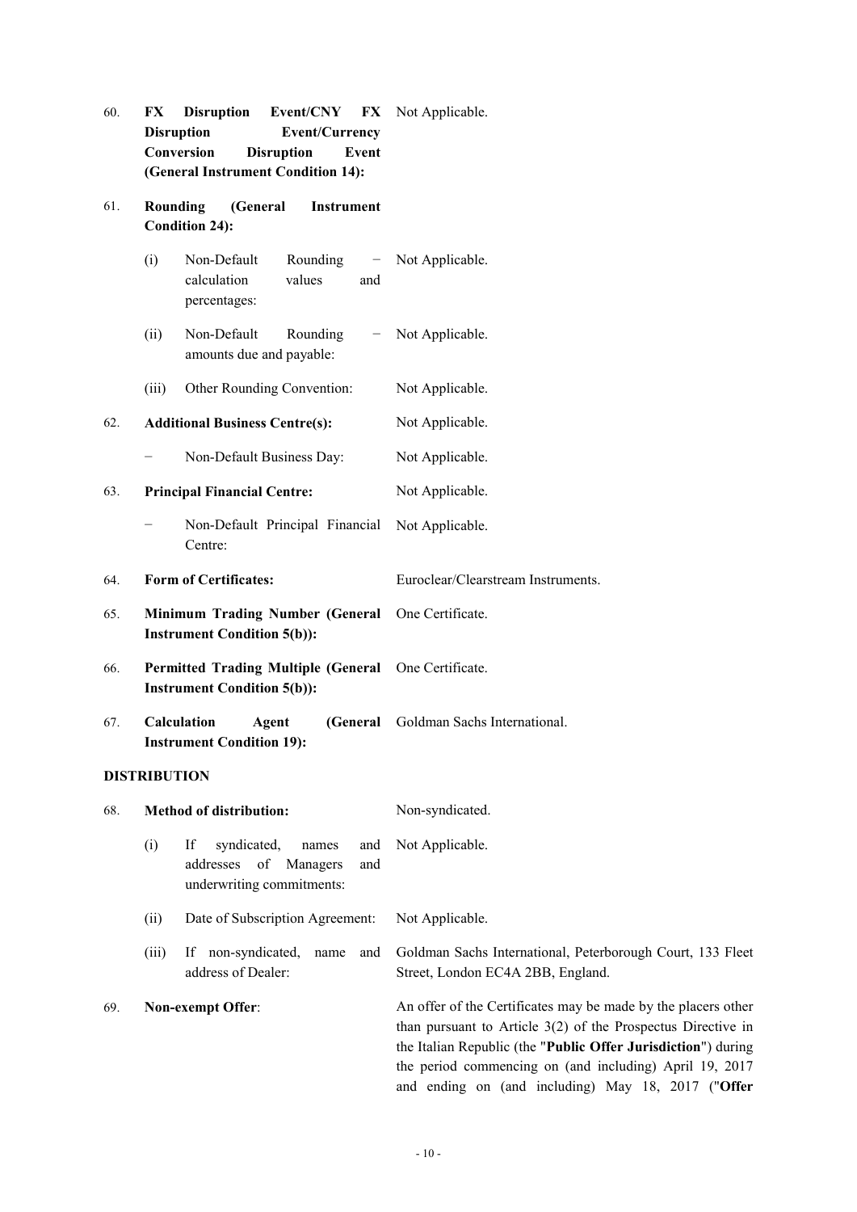60. **FX Disruption Event/CNY FX Disruption Event/Currency Conversion Disruption Event (General Instrument Condition 14):** Not Applicable.

61. **Rounding (General Instrument Condition 24):**

    (i) Non-Default Rounding − calculation values and percentages: Not Applicable.

    (ii) Non-Default Rounding − amounts due and payable: Not Applicable.

    (iii) Other Rounding Convention: Not Applicable.

62. **Additional Business Centre(s):** Not Applicable.

    − Non-Default Business Day: Not Applicable.

63. **Principal Financial Centre:** Not Applicable.

    − Non-Default Principal Financial Centre: Not Applicable.

64. **Form of Certificates:** Euroclear/Clearstream Instruments.

65. **Minimum Trading Number (General Instrument Condition 5(b)):** One Certificate.

66. **Permitted Trading Multiple (General Instrument Condition 5(b)):** One Certificate.

67. **Calculation Agent (General Instrument Condition 19):** Goldman Sachs International.

**DISTRIBUTION**

68. **Method of distribution:** Non-syndicated.

    (i) If syndicated, names and addresses of Managers and underwriting commitments: Not Applicable.

    (ii) Date of Subscription Agreement: Not Applicable.

    (iii) If non-syndicated, name and address of Dealer: Goldman Sachs International, Peterborough Court, 133 Fleet Street, London EC4A 2BB, England.

69. **Non-exempt Offer**: An offer of the Certificates may be made by the placers other than pursuant to Article 3(2) of the Prospectus Directive in the Italian Republic (the "**Public Offer Jurisdiction**") during the period commencing on (and including) April 19, 2017 and ending on (and including) May 18, 2017 ("**Offer**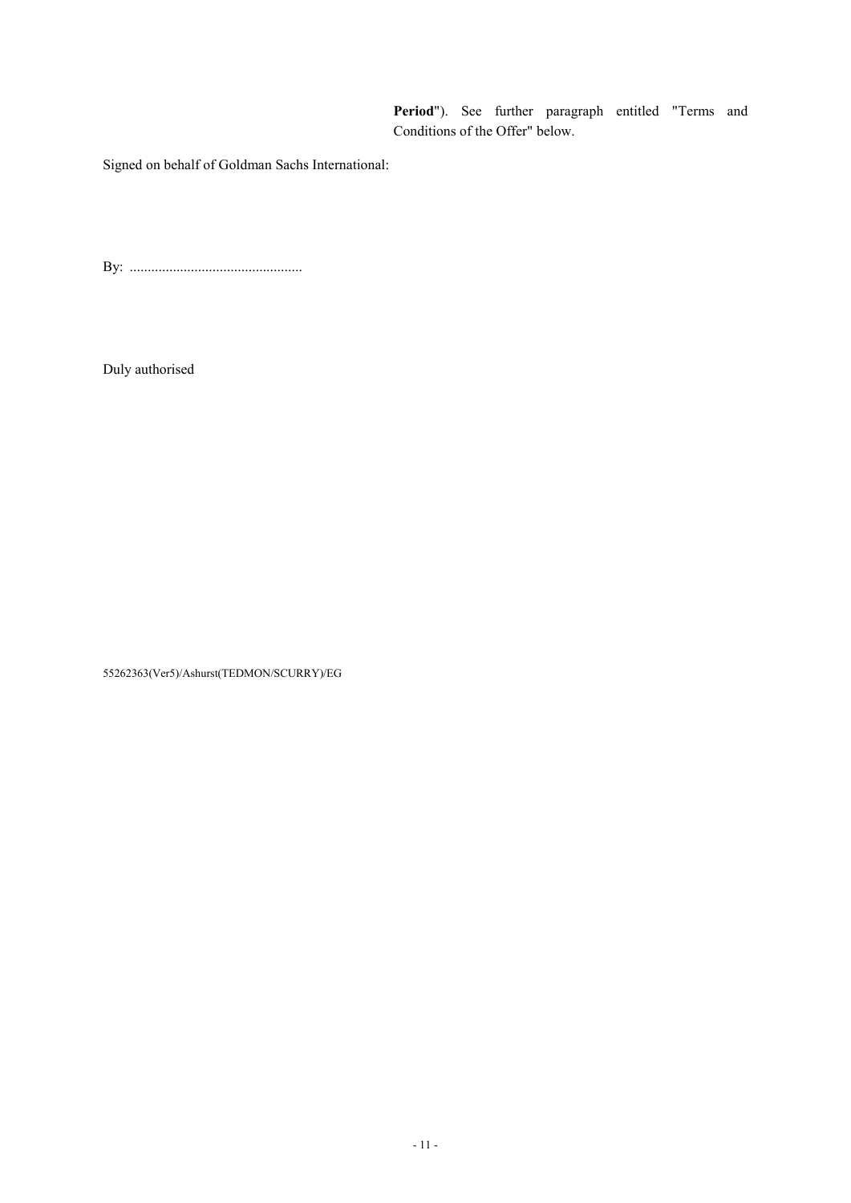**Period**"). See further paragraph entitled "Terms and Conditions of the Offer" below.

Signed on behalf of Goldman Sachs International:

By: ................................................

Duly authorised

55262363(Ver5)/Ashurst(TEDMON/SCURRY)/EG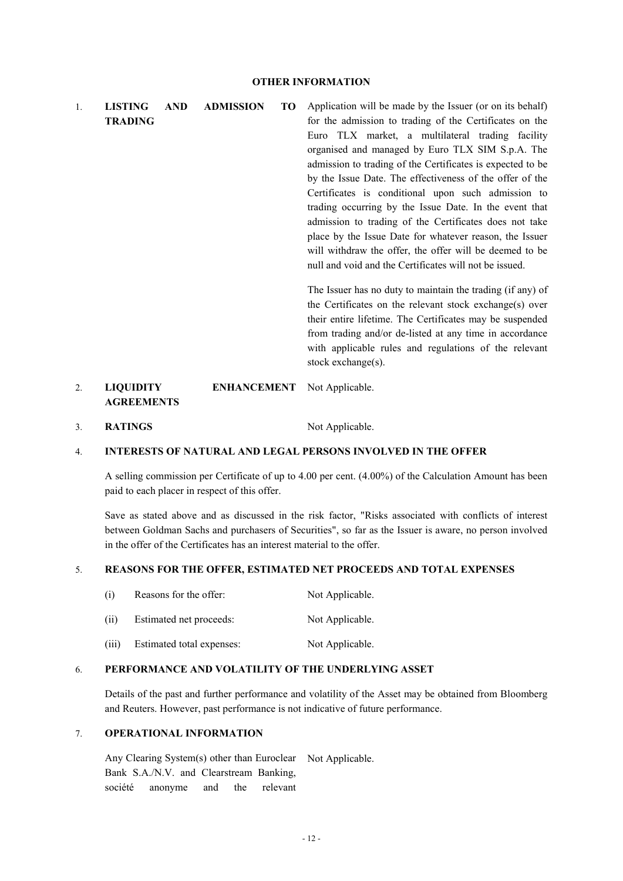## OTHER INFORMATION

1. **LISTING AND ADMISSION TO TRADING**

   Application will be made by the Issuer (or on its behalf) for the admission to trading of the Certificates on the Euro TLX market, a multilateral trading facility organised and managed by Euro TLX SIM S.p.A. The admission to trading of the Certificates is expected to be by the Issue Date. The effectiveness of the offer of the Certificates is conditional upon such admission to trading occurring by the Issue Date. In the event that admission to trading of the Certificates does not take place by the Issue Date for whatever reason, the Issuer will withdraw the offer, the offer will be deemed to be null and void and the Certificates will not be issued.

   The Issuer has no duty to maintain the trading (if any) of the Certificates on the relevant stock exchange(s) over their entire lifetime. The Certificates may be suspended from trading and/or de-listed at any time in accordance with applicable rules and regulations of the relevant stock exchange(s).

2. **LIQUIDITY ENHANCEMENT AGREEMENTS** Not Applicable.

3. **RATINGS** Not Applicable.

4. **INTERESTS OF NATURAL AND LEGAL PERSONS INVOLVED IN THE OFFER**

   A selling commission per Certificate of up to 4.00 per cent. (4.00%) of the Calculation Amount has been paid to each placer in respect of this offer.

   Save as stated above and as discussed in the risk factor, "Risks associated with conflicts of interest between Goldman Sachs and purchasers of Securities", so far as the Issuer is aware, no person involved in the offer of the Certificates has an interest material to the offer.

5. **REASONS FOR THE OFFER, ESTIMATED NET PROCEEDS AND TOTAL EXPENSES**

   (i) Reasons for the offer: Not Applicable.

   (ii) Estimated net proceeds: Not Applicable.

   (iii) Estimated total expenses: Not Applicable.

6. **PERFORMANCE AND VOLATILITY OF THE UNDERLYING ASSET**

   Details of the past and further performance and volatility of the Asset may be obtained from Bloomberg and Reuters. However, past performance is not indicative of future performance.

7. **OPERATIONAL INFORMATION**

   Any Clearing System(s) other than Euroclear Bank S.A./N.V. and Clearstream Banking, société anonyme and the relevant Not Applicable.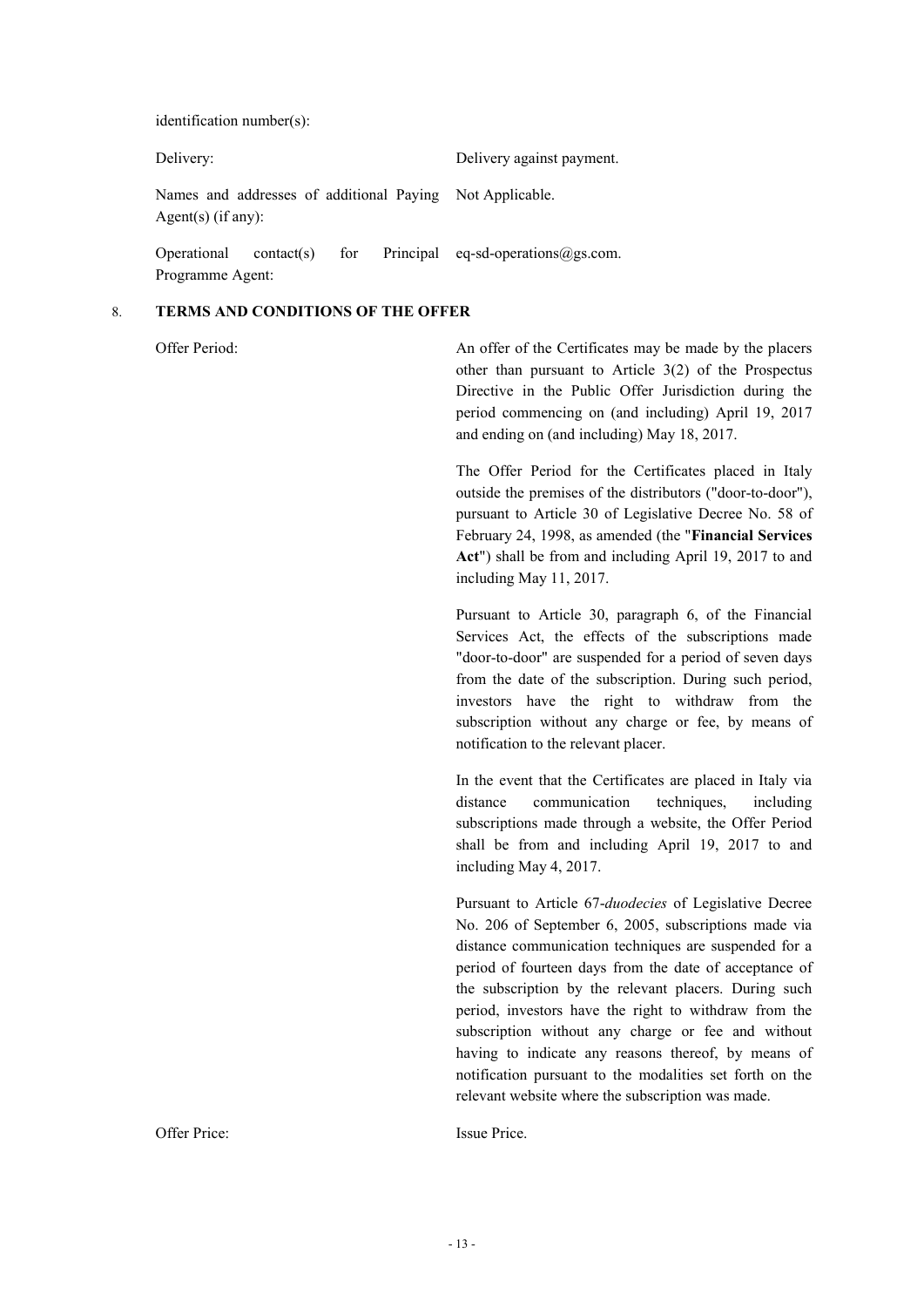identification number(s):

| | |
|---|---|
| Delivery: | Delivery against payment. |
| Names and addresses of additional Paying Agent(s) (if any): | Not Applicable. |
| Operational contact(s) for Principal Programme Agent: | eq-sd-operations@gs.com. |

## 8. TERMS AND CONDITIONS OF THE OFFER

| | |
|---|---|
| Offer Period: | An offer of the Certificates may be made by the placers other than pursuant to Article 3(2) of the Prospectus Directive in the Public Offer Jurisdiction during the period commencing on (and including) April 19, 2017 and ending on (and including) May 18, 2017.<br><br>The Offer Period for the Certificates placed in Italy outside the premises of the distributors ("door-to-door"), pursuant to Article 30 of Legislative Decree No. 58 of February 24, 1998, as amended (the "**Financial Services Act**") shall be from and including April 19, 2017 to and including May 11, 2017.<br><br>Pursuant to Article 30, paragraph 6, of the Financial Services Act, the effects of the subscriptions made "door-to-door" are suspended for a period of seven days from the date of the subscription. During such period, investors have the right to withdraw from the subscription without any charge or fee, by means of notification to the relevant placer.<br><br>In the event that the Certificates are placed in Italy via distance communication techniques, including subscriptions made through a website, the Offer Period shall be from and including April 19, 2017 to and including May 4, 2017.<br><br>Pursuant to Article 67-*duodecies* of Legislative Decree No. 206 of September 6, 2005, subscriptions made via distance communication techniques are suspended for a period of fourteen days from the date of acceptance of the subscription by the relevant placers. During such period, investors have the right to withdraw from the subscription without any charge or fee and without having to indicate any reasons thereof, by means of notification pursuant to the modalities set forth on the relevant website where the subscription was made. |
| Offer Price: | Issue Price. |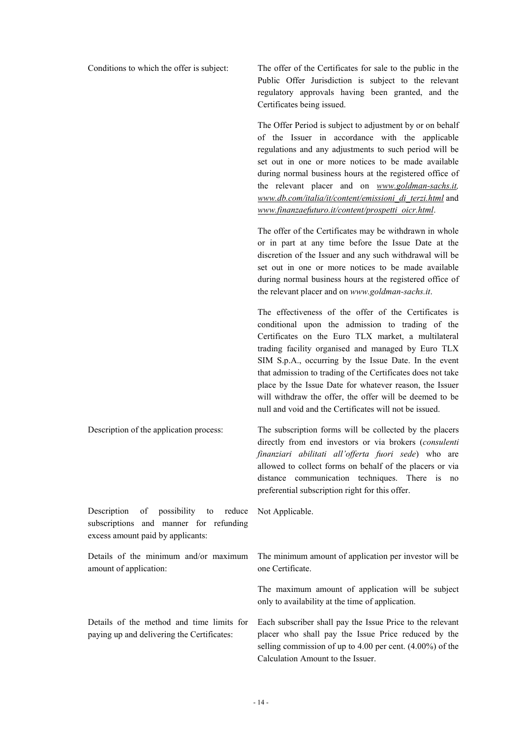| | |
|---|---|
| Conditions to which the offer is subject: | The offer of the Certificates for sale to the public in the Public Offer Jurisdiction is subject to the relevant regulatory approvals having been granted, and the Certificates being issued.<br><br>The Offer Period is subject to adjustment by or on behalf of the Issuer in accordance with the applicable regulations and any adjustments to such period will be set out in one or more notices to be made available during normal business hours at the registered office of the relevant placer and on *www.goldman-sachs.it*, *www.db.com/italia/it/content/emissioni_di_terzi.html* and *www.finanzaefuturo.it/content/prospetti_oicr.html*.<br><br>The offer of the Certificates may be withdrawn in whole or in part at any time before the Issue Date at the discretion of the Issuer and any such withdrawal will be set out in one or more notices to be made available during normal business hours at the registered office of the relevant placer and on *www.goldman-sachs.it*.<br><br>The effectiveness of the offer of the Certificates is conditional upon the admission to trading of the Certificates on the Euro TLX market, a multilateral trading facility organised and managed by Euro TLX SIM S.p.A., occurring by the Issue Date. In the event that admission to trading of the Certificates does not take place by the Issue Date for whatever reason, the Issuer will withdraw the offer, the offer will be deemed to be null and void and the Certificates will not be issued. |
| Description of the application process: | The subscription forms will be collected by the placers directly from end investors or via brokers (*consulenti finanziari abilitati all'offerta fuori sede*) who are allowed to collect forms on behalf of the placers or via distance communication techniques. There is no preferential subscription right for this offer. |
| Description of possibility to reduce subscriptions and manner for refunding excess amount paid by applicants: | Not Applicable. |
| Details of the minimum and/or maximum amount of application: | The minimum amount of application per investor will be one Certificate.<br><br>The maximum amount of application will be subject only to availability at the time of application. |
| Details of the method and time limits for paying up and delivering the Certificates: | Each subscriber shall pay the Issue Price to the relevant placer who shall pay the Issue Price reduced by the selling commission of up to 4.00 per cent. (4.00%) of the Calculation Amount to the Issuer. |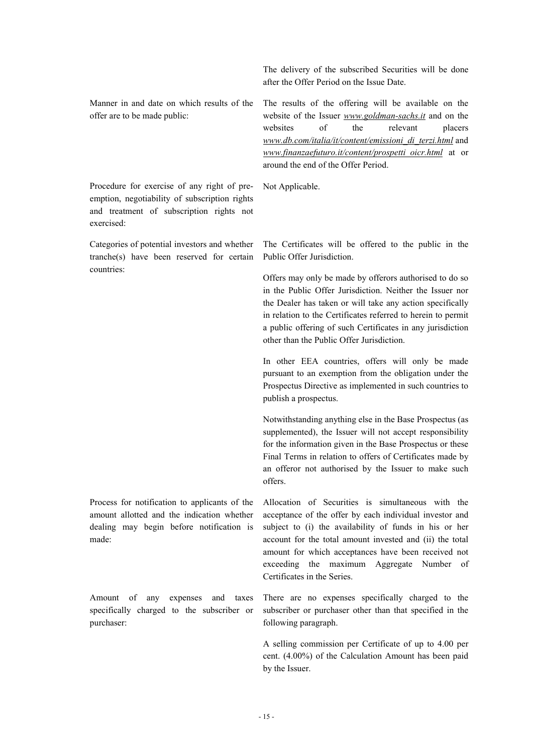| | |
|---|---|
| | The delivery of the subscribed Securities will be done after the Offer Period on the Issue Date. |
| Manner in and date on which results of the offer are to be made public: | The results of the offering will be available on the website of the Issuer *www.goldman-sachs.it* and on the websites of the relevant placers *www.db.com/italia/it/content/emissioni_di_terzi.html* and *www.finanzaefuturo.it/content/prospetti_oicr.html* at or around the end of the Offer Period. |
| Procedure for exercise of any right of pre-emption, negotiability of subscription rights and treatment of subscription rights not exercised: | Not Applicable. |
| Categories of potential investors and whether tranche(s) have been reserved for certain countries: | The Certificates will be offered to the public in the Public Offer Jurisdiction.<br><br>Offers may only be made by offerors authorised to do so in the Public Offer Jurisdiction. Neither the Issuer nor the Dealer has taken or will take any action specifically in relation to the Certificates referred to herein to permit a public offering of such Certificates in any jurisdiction other than the Public Offer Jurisdiction.<br><br>In other EEA countries, offers will only be made pursuant to an exemption from the obligation under the Prospectus Directive as implemented in such countries to publish a prospectus.<br><br>Notwithstanding anything else in the Base Prospectus (as supplemented), the Issuer will not accept responsibility for the information given in the Base Prospectus or these Final Terms in relation to offers of Certificates made by an offeror not authorised by the Issuer to make such offers. |
| Process for notification to applicants of the amount allotted and the indication whether dealing may begin before notification is made: | Allocation of Securities is simultaneous with the acceptance of the offer by each individual investor and subject to (i) the availability of funds in his or her account for the total amount invested and (ii) the total amount for which acceptances have been received not exceeding the maximum Aggregate Number of Certificates in the Series. |
| Amount of any expenses and taxes specifically charged to the subscriber or purchaser: | There are no expenses specifically charged to the subscriber or purchaser other than that specified in the following paragraph.<br><br>A selling commission per Certificate of up to 4.00 per cent. (4.00%) of the Calculation Amount has been paid by the Issuer. |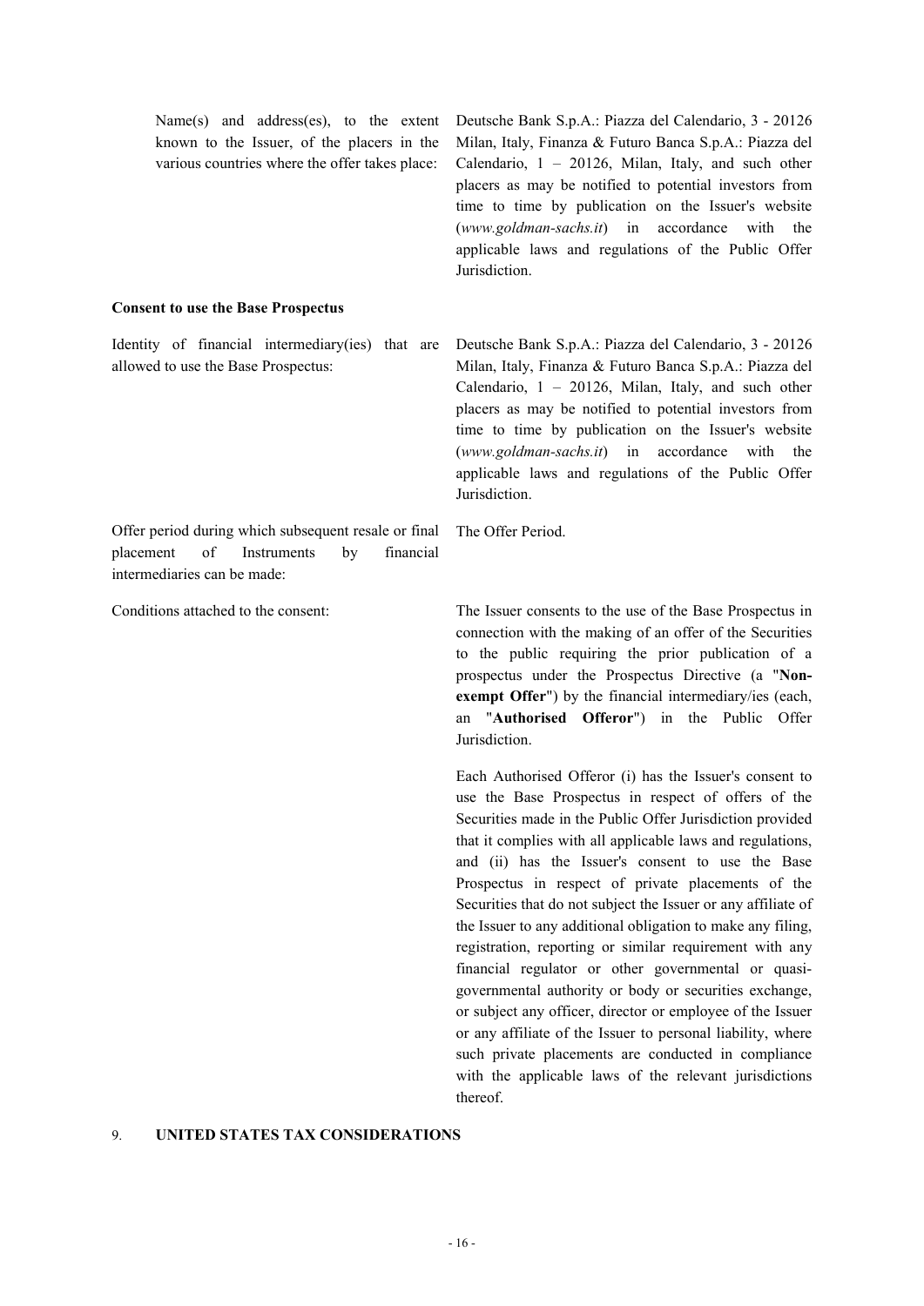| | |
|---|---|
| Name(s) and address(es), to the extent known to the Issuer, of the placers in the various countries where the offer takes place: | Deutsche Bank S.p.A.: Piazza del Calendario, 3 - 20126 Milan, Italy, Finanza & Futuro Banca S.p.A.: Piazza del Calendario, 1 – 20126, Milan, Italy, and such other placers as may be notified to potential investors from time to time by publication on the Issuer's website (*www.goldman-sachs.it*) in accordance with the applicable laws and regulations of the Public Offer Jurisdiction. |

**Consent to use the Base Prospectus**

| | |
|---|---|
| Identity of financial intermediary(ies) that are allowed to use the Base Prospectus: | Deutsche Bank S.p.A.: Piazza del Calendario, 3 - 20126 Milan, Italy, Finanza & Futuro Banca S.p.A.: Piazza del Calendario, 1 – 20126, Milan, Italy, and such other placers as may be notified to potential investors from time to time by publication on the Issuer's website (*www.goldman-sachs.it*) in accordance with the applicable laws and regulations of the Public Offer Jurisdiction. |
| Offer period during which subsequent resale or final placement of Instruments by financial intermediaries can be made: | The Offer Period. |
| Conditions attached to the consent: | The Issuer consents to the use of the Base Prospectus in connection with the making of an offer of the Securities to the public requiring the prior publication of a prospectus under the Prospectus Directive (a "**Non-exempt Offer**") by the financial intermediary/ies (each, an "**Authorised Offeror**") in the Public Offer Jurisdiction.<br><br>Each Authorised Offeror (i) has the Issuer's consent to use the Base Prospectus in respect of offers of the Securities made in the Public Offer Jurisdiction provided that it complies with all applicable laws and regulations, and (ii) has the Issuer's consent to use the Base Prospectus in respect of private placements of the Securities that do not subject the Issuer or any affiliate of the Issuer to any additional obligation to make any filing, registration, reporting or similar requirement with any financial regulator or other governmental or quasi-governmental authority or body or securities exchange, or subject any officer, director or employee of the Issuer or any affiliate of the Issuer to personal liability, where such private placements are conducted in compliance with the applicable laws of the relevant jurisdictions thereof. |

9. **UNITED STATES TAX CONSIDERATIONS**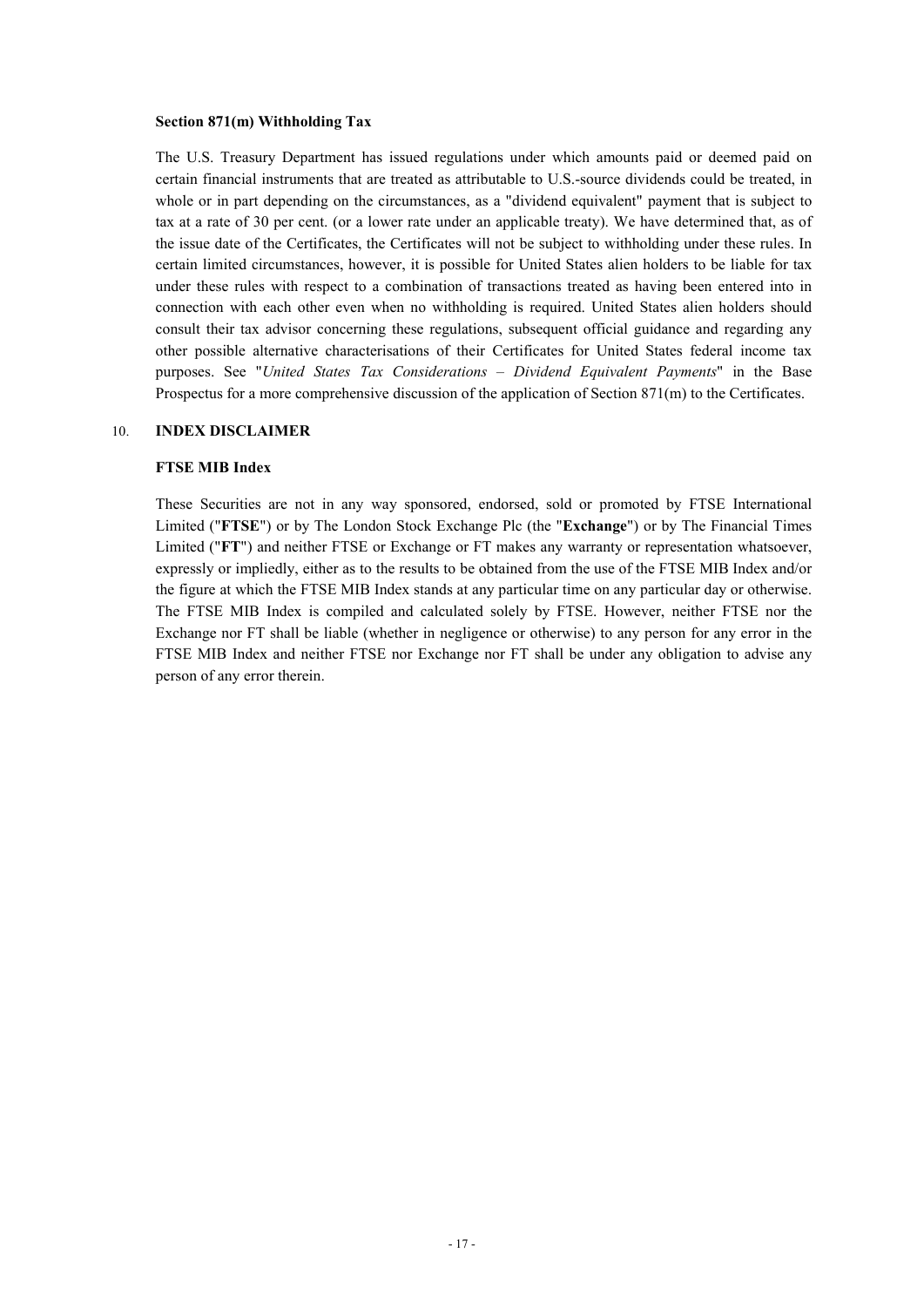**Section 871(m) Withholding Tax**

The U.S. Treasury Department has issued regulations under which amounts paid or deemed paid on certain financial instruments that are treated as attributable to U.S.-source dividends could be treated, in whole or in part depending on the circumstances, as a "dividend equivalent" payment that is subject to tax at a rate of 30 per cent. (or a lower rate under an applicable treaty). We have determined that, as of the issue date of the Certificates, the Certificates will not be subject to withholding under these rules. In certain limited circumstances, however, it is possible for United States alien holders to be liable for tax under these rules with respect to a combination of transactions treated as having been entered into in connection with each other even when no withholding is required. United States alien holders should consult their tax advisor concerning these regulations, subsequent official guidance and regarding any other possible alternative characterisations of their Certificates for United States federal income tax purposes. See "*United States Tax Considerations – Dividend Equivalent Payments*" in the Base Prospectus for a more comprehensive discussion of the application of Section 871(m) to the Certificates.

## 10. INDEX DISCLAIMER

**FTSE MIB Index**

These Securities are not in any way sponsored, endorsed, sold or promoted by FTSE International Limited ("**FTSE**") or by The London Stock Exchange Plc (the "**Exchange**") or by The Financial Times Limited ("**FT**") and neither FTSE or Exchange or FT makes any warranty or representation whatsoever, expressly or impliedly, either as to the results to be obtained from the use of the FTSE MIB Index and/or the figure at which the FTSE MIB Index stands at any particular time on any particular day or otherwise. The FTSE MIB Index is compiled and calculated solely by FTSE. However, neither FTSE nor the Exchange nor FT shall be liable (whether in negligence or otherwise) to any person for any error in the FTSE MIB Index and neither FTSE nor Exchange nor FT shall be under any obligation to advise any person of any error therein.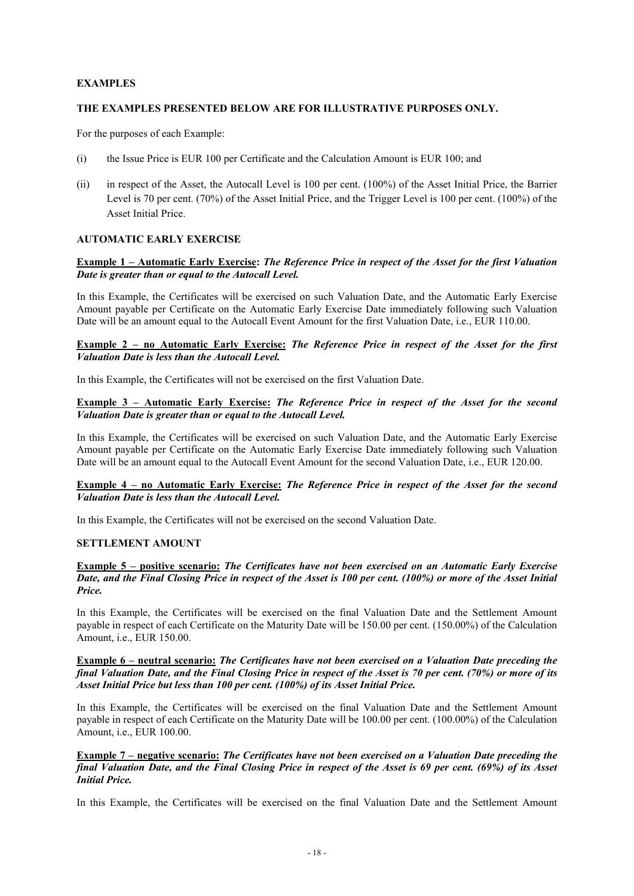**EXAMPLES**

**THE EXAMPLES PRESENTED BELOW ARE FOR ILLUSTRATIVE PURPOSES ONLY.**

For the purposes of each Example:

(i) the Issue Price is EUR 100 per Certificate and the Calculation Amount is EUR 100; and

(ii) in respect of the Asset, the Autocall Level is 100 per cent. (100%) of the Asset Initial Price, the Barrier Level is 70 per cent. (70%) of the Asset Initial Price, and the Trigger Level is 100 per cent. (100%) of the Asset Initial Price.

**AUTOMATIC EARLY EXERCISE**

**Example 1 – Automatic Early Exercise:** ***The Reference Price in respect of the Asset for the first Valuation Date is greater than or equal to the Autocall Level.***

In this Example, the Certificates will be exercised on such Valuation Date, and the Automatic Early Exercise Amount payable per Certificate on the Automatic Early Exercise Date immediately following such Valuation Date will be an amount equal to the Autocall Event Amount for the first Valuation Date, i.e., EUR 110.00.

**Example 2 – no Automatic Early Exercise:** ***The Reference Price in respect of the Asset for the first Valuation Date is less than the Autocall Level.***

In this Example, the Certificates will not be exercised on the first Valuation Date.

**Example 3 – Automatic Early Exercise:** ***The Reference Price in respect of the Asset for the second Valuation Date is greater than or equal to the Autocall Level.***

In this Example, the Certificates will be exercised on such Valuation Date, and the Automatic Early Exercise Amount payable per Certificate on the Automatic Early Exercise Date immediately following such Valuation Date will be an amount equal to the Autocall Event Amount for the second Valuation Date, i.e., EUR 120.00.

**Example 4 – no Automatic Early Exercise:** ***The Reference Price in respect of the Asset for the second Valuation Date is less than the Autocall Level.***

In this Example, the Certificates will not be exercised on the second Valuation Date.

**SETTLEMENT AMOUNT**

**Example 5 – positive scenario:** ***The Certificates have not been exercised on an Automatic Early Exercise Date, and the Final Closing Price in respect of the Asset is 100 per cent. (100%) or more of the Asset Initial Price.***

In this Example, the Certificates will be exercised on the final Valuation Date and the Settlement Amount payable in respect of each Certificate on the Maturity Date will be 150.00 per cent. (150.00%) of the Calculation Amount, i.e., EUR 150.00.

**Example 6 – neutral scenario:** ***The Certificates have not been exercised on a Valuation Date preceding the final Valuation Date, and the Final Closing Price in respect of the Asset is 70 per cent. (70%) or more of its Asset Initial Price but less than 100 per cent. (100%) of its Asset Initial Price.***

In this Example, the Certificates will be exercised on the final Valuation Date and the Settlement Amount payable in respect of each Certificate on the Maturity Date will be 100.00 per cent. (100.00%) of the Calculation Amount, i.e., EUR 100.00.

**Example 7 – negative scenario:** ***The Certificates have not been exercised on a Valuation Date preceding the final Valuation Date, and the Final Closing Price in respect of the Asset is 69 per cent. (69%) of its Asset Initial Price.***

In this Example, the Certificates will be exercised on the final Valuation Date and the Settlement Amount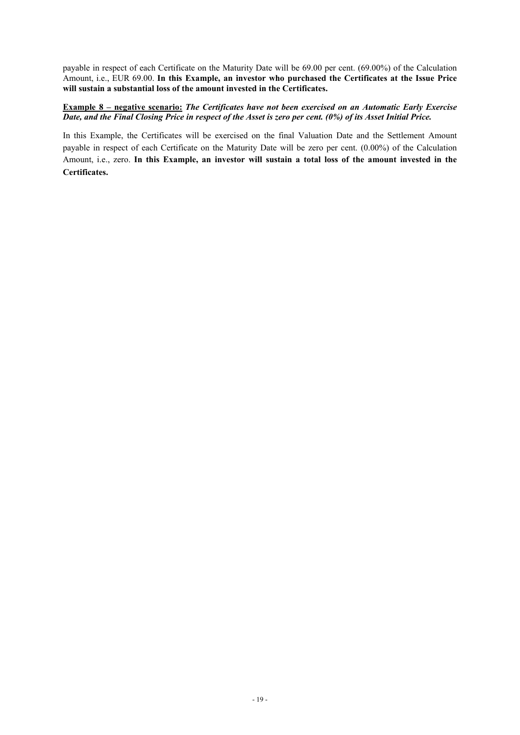payable in respect of each Certificate on the Maturity Date will be 69.00 per cent. (69.00%) of the Calculation Amount, i.e., EUR 69.00. **In this Example, an investor who purchased the Certificates at the Issue Price will sustain a substantial loss of the amount invested in the Certificates.**

**Example 8 – negative scenario:** ***The Certificates have not been exercised on an Automatic Early Exercise Date, and the Final Closing Price in respect of the Asset is zero per cent. (0%) of its Asset Initial Price.***

In this Example, the Certificates will be exercised on the final Valuation Date and the Settlement Amount payable in respect of each Certificate on the Maturity Date will be zero per cent. (0.00%) of the Calculation Amount, i.e., zero. **In this Example, an investor will sustain a total loss of the amount invested in the Certificates.**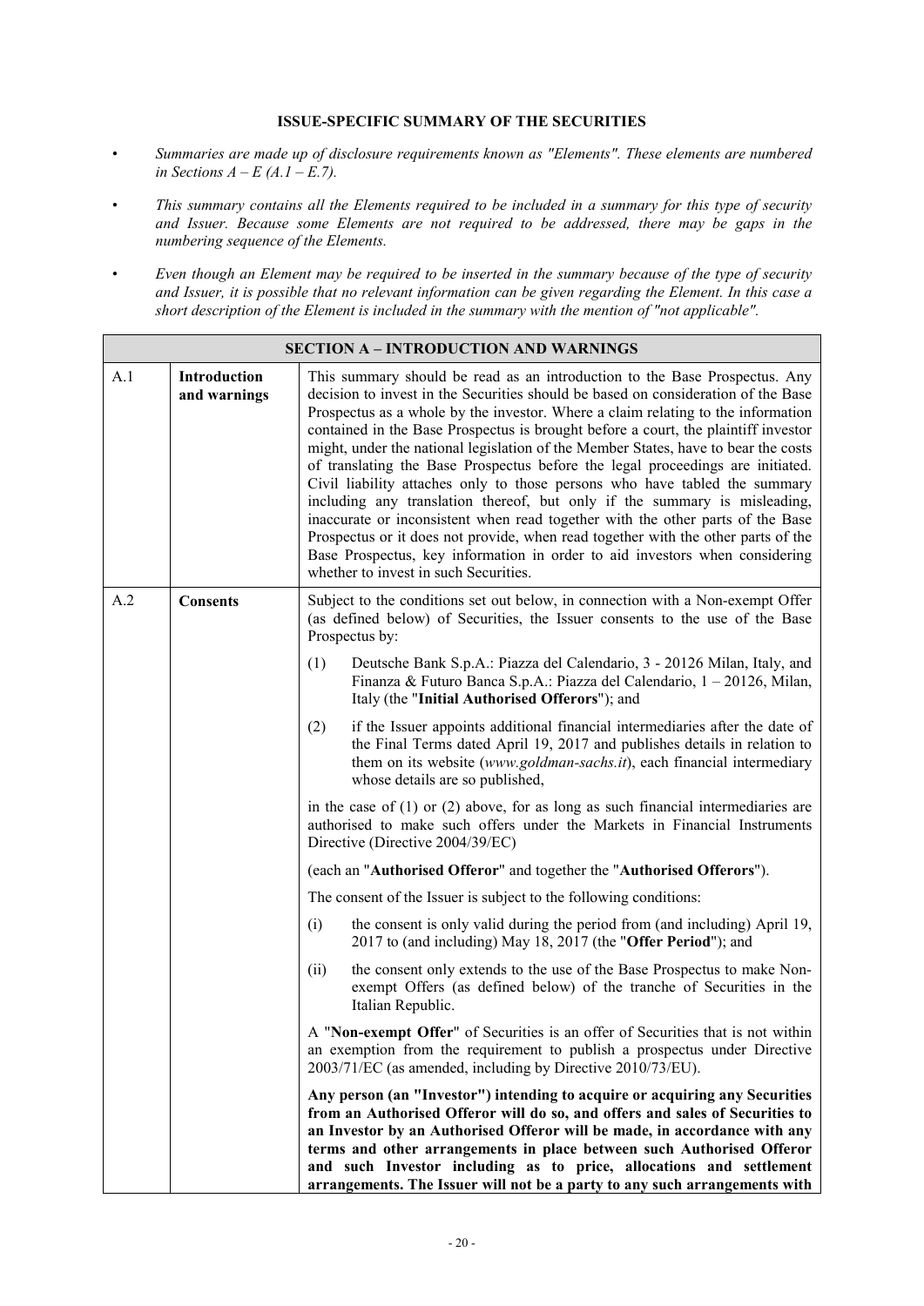**ISSUE-SPECIFIC SUMMARY OF THE SECURITIES**

- *Summaries are made up of disclosure requirements known as "Elements". These elements are numbered in Sections A – E (A.1 – E.7).*
- *This summary contains all the Elements required to be included in a summary for this type of security and Issuer. Because some Elements are not required to be addressed, there may be gaps in the numbering sequence of the Elements.*
- *Even though an Element may be required to be inserted in the summary because of the type of security and Issuer, it is possible that no relevant information can be given regarding the Element. In this case a short description of the Element is included in the summary with the mention of "not applicable".*

| **SECTION A – INTRODUCTION AND WARNINGS** | | |
|---|---|---|
| A.1 | **Introduction and warnings** | This summary should be read as an introduction to the Base Prospectus. Any decision to invest in the Securities should be based on consideration of the Base Prospectus as a whole by the investor. Where a claim relating to the information contained in the Base Prospectus is brought before a court, the plaintiff investor might, under the national legislation of the Member States, have to bear the costs of translating the Base Prospectus before the legal proceedings are initiated. Civil liability attaches only to those persons who have tabled the summary including any translation thereof, but only if the summary is misleading, inaccurate or inconsistent when read together with the other parts of the Base Prospectus or it does not provide, when read together with the other parts of the Base Prospectus, key information in order to aid investors when considering whether to invest in such Securities. |
| A.2 | **Consents** | Subject to the conditions set out below, in connection with a Non-exempt Offer (as defined below) of Securities, the Issuer consents to the use of the Base Prospectus by:<br><br>(1) Deutsche Bank S.p.A.: Piazza del Calendario, 3 - 20126 Milan, Italy, and Finanza & Futuro Banca S.p.A.: Piazza del Calendario, 1 – 20126, Milan, Italy (the "**Initial Authorised Offerors**"); and<br><br>(2) if the Issuer appoints additional financial intermediaries after the date of the Final Terms dated April 19, 2017 and publishes details in relation to them on its website (*www.goldman-sachs.it*), each financial intermediary whose details are so published,<br><br>in the case of (1) or (2) above, for as long as such financial intermediaries are authorised to make such offers under the Markets in Financial Instruments Directive (Directive 2004/39/EC)<br><br>(each an "**Authorised Offeror**" and together the "**Authorised Offerors**").<br><br>The consent of the Issuer is subject to the following conditions:<br><br>(i) the consent is only valid during the period from (and including) April 19, 2017 to (and including) May 18, 2017 (the "**Offer Period**"); and<br><br>(ii) the consent only extends to the use of the Base Prospectus to make Non-exempt Offers (as defined below) of the tranche of Securities in the Italian Republic.<br><br>A "**Non-exempt Offer**" of Securities is an offer of Securities that is not within an exemption from the requirement to publish a prospectus under Directive 2003/71/EC (as amended, including by Directive 2010/73/EU).<br><br>**Any person (an "Investor") intending to acquire or acquiring any Securities from an Authorised Offeror will do so, and offers and sales of Securities to an Investor by an Authorised Offeror will be made, in accordance with any terms and other arrangements in place between such Authorised Offeror and such Investor including as to price, allocations and settlement arrangements. The Issuer will not be a party to any such arrangements with** |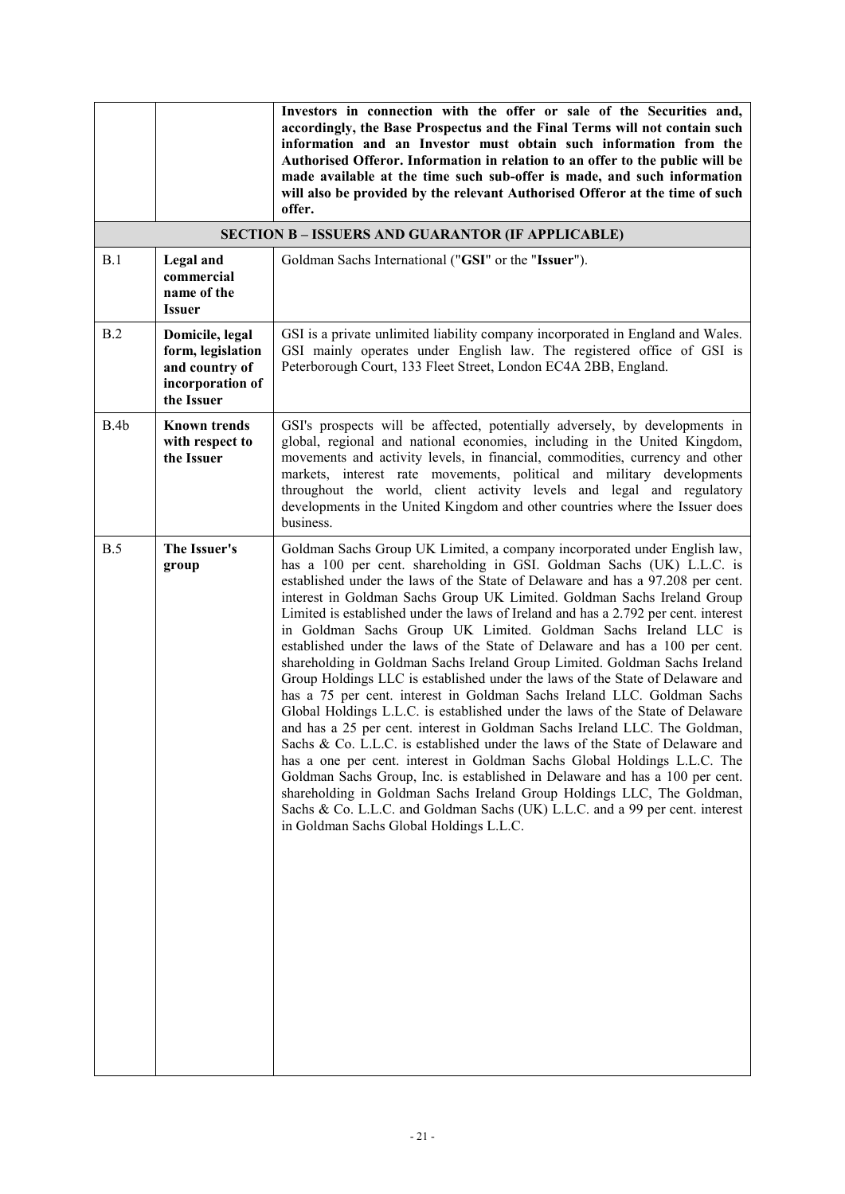| | | |
|---|---|---|
| | | **Investors in connection with the offer or sale of the Securities and, accordingly, the Base Prospectus and the Final Terms will not contain such information and an Investor must obtain such information from the Authorised Offeror. Information in relation to an offer to the public will be made available at the time such sub-offer is made, and such information will also be provided by the relevant Authorised Offeror at the time of such offer.** |
| | | **SECTION B – ISSUERS AND GUARANTOR (IF APPLICABLE)** |
| B.1 | **Legal and commercial name of the Issuer** | Goldman Sachs International ("**GSI**" or the "**Issuer**"). |
| B.2 | **Domicile, legal form, legislation and country of incorporation of the Issuer** | GSI is a private unlimited liability company incorporated in England and Wales. GSI mainly operates under English law. The registered office of GSI is Peterborough Court, 133 Fleet Street, London EC4A 2BB, England. |
| B.4b | **Known trends with respect to the Issuer** | GSI's prospects will be affected, potentially adversely, by developments in global, regional and national economies, including in the United Kingdom, movements and activity levels, in financial, commodities, currency and other markets, interest rate movements, political and military developments throughout the world, client activity levels and legal and regulatory developments in the United Kingdom and other countries where the Issuer does business. |
| B.5 | **The Issuer's group** | Goldman Sachs Group UK Limited, a company incorporated under English law, has a 100 per cent. shareholding in GSI. Goldman Sachs (UK) L.L.C. is established under the laws of the State of Delaware and has a 97.208 per cent. interest in Goldman Sachs Group UK Limited. Goldman Sachs Ireland Group Limited is established under the laws of Ireland and has a 2.792 per cent. interest in Goldman Sachs Group UK Limited. Goldman Sachs Ireland LLC is established under the laws of the State of Delaware and has a 100 per cent. shareholding in Goldman Sachs Ireland Group Limited. Goldman Sachs Ireland Group Holdings LLC is established under the laws of the State of Delaware and has a 75 per cent. interest in Goldman Sachs Ireland LLC. Goldman Sachs Global Holdings L.L.C. is established under the laws of the State of Delaware and has a 25 per cent. interest in Goldman Sachs Ireland LLC. The Goldman, Sachs & Co. L.L.C. is established under the laws of the State of Delaware and has a one per cent. interest in Goldman Sachs Global Holdings L.L.C. The Goldman Sachs Group, Inc. is established in Delaware and has a 100 per cent. shareholding in Goldman Sachs Ireland Group Holdings LLC, The Goldman, Sachs & Co. L.L.C. and Goldman Sachs (UK) L.L.C. and a 99 per cent. interest in Goldman Sachs Global Holdings L.L.C. |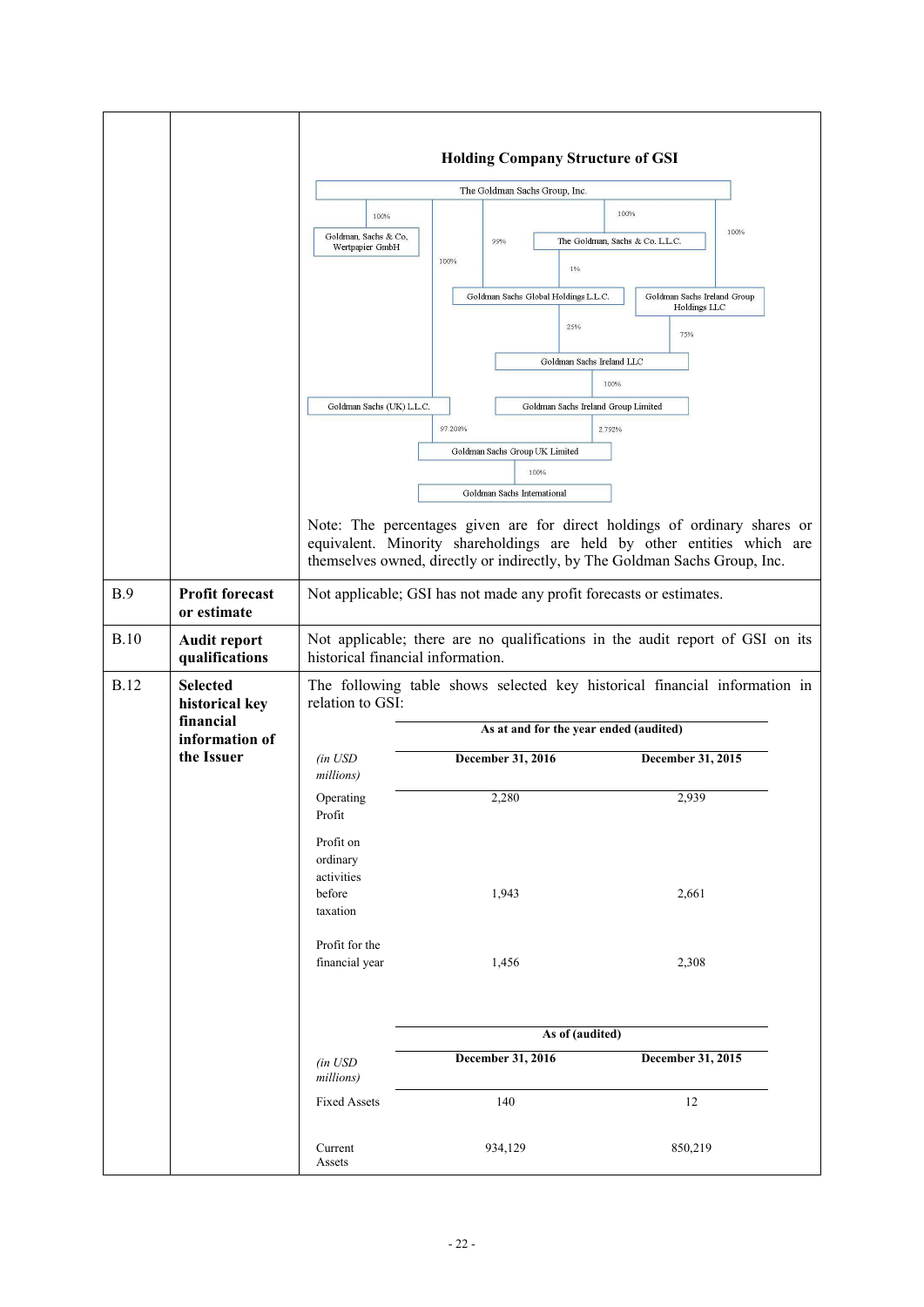| | | |
|---|---|---|
| | | **Holding Company Structure of GSI**<br><br>The Goldman Sachs Group, Inc.<br>100% → Goldman, Sachs & Co. Wertpapier GmbH<br>100% → The Goldman, Sachs & Co. L.L.C.<br>100% → Goldman Sachs Ireland Group Holdings LLC<br>100% → Goldman Sachs (UK) L.L.C.<br>99% → Goldman Sachs Global Holdings L.L.C.<br>1% (The Goldman, Sachs & Co. L.L.C.) → Goldman Sachs Global Holdings L.L.C.<br>25% (Goldman Sachs Global Holdings L.L.C.) → Goldman Sachs Ireland LLC<br>75% (Goldman Sachs Ireland Group Holdings LLC) → Goldman Sachs Ireland LLC<br>100% (Goldman Sachs Ireland LLC) → Goldman Sachs Ireland Group Limited<br>97.208% (Goldman Sachs (UK) L.L.C.) → Goldman Sachs Group UK Limited<br>2.792% (Goldman Sachs Ireland Group Limited) → Goldman Sachs Group UK Limited<br>100% (Goldman Sachs Group UK Limited) → Goldman Sachs International<br><br>Note: The percentages given are for direct holdings of ordinary shares or equivalent. Minority shareholdings are held by other entities which are themselves owned, directly or indirectly, by The Goldman Sachs Group, Inc. |
| B.9 | **Profit forecast or estimate** | Not applicable; GSI has not made any profit forecasts or estimates. |
| B.10 | **Audit report qualifications** | Not applicable; there are no qualifications in the audit report of GSI on its historical financial information. |
| B.12 | **Selected historical key financial information of the Issuer** | The following table shows selected key historical financial information in relation to GSI: |

| | **As at and for the year ended (audited)** | |
|---|---|---|
| *(in USD millions)* | **December 31, 2016** | **December 31, 2015** |
| Operating Profit | 2,280 | 2,939 |
| Profit on ordinary activities before taxation | 1,943 | 2,661 |
| Profit for the financial year | 1,456 | 2,308 |

| | **As of (audited)** | |
|---|---|---|
| *(in USD millions)* | **December 31, 2016** | **December 31, 2015** |
| Fixed Assets | 140 | 12 |
| Current Assets | 934,129 | 850,219 |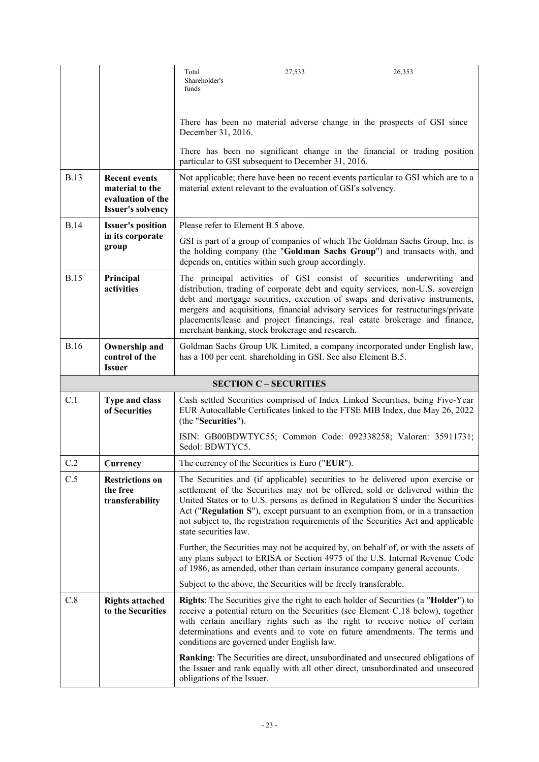| | | |
|---|---|---|
| | | Total Shareholder's funds 27,533 26,353<br><br>There has been no material adverse change in the prospects of GSI since December 31, 2016.<br><br>There has been no significant change in the financial or trading position particular to GSI subsequent to December 31, 2016. |
| B.13 | **Recent events material to the evaluation of the Issuer's solvency** | Not applicable; there have been no recent events particular to GSI which are to a material extent relevant to the evaluation of GSI's solvency. |
| B.14 | **Issuer's position in its corporate group** | Please refer to Element B.5 above.<br><br>GSI is part of a group of companies of which The Goldman Sachs Group, Inc. is the holding company (the "**Goldman Sachs Group**") and transacts with, and depends on, entities within such group accordingly. |
| B.15 | **Principal activities** | The principal activities of GSI consist of securities underwriting and distribution, trading of corporate debt and equity services, non-U.S. sovereign debt and mortgage securities, execution of swaps and derivative instruments, mergers and acquisitions, financial advisory services for restructurings/private placements/lease and project financings, real estate brokerage and finance, merchant banking, stock brokerage and research. |
| B.16 | **Ownership and control of the Issuer** | Goldman Sachs Group UK Limited, a company incorporated under English law, has a 100 per cent. shareholding in GSI. See also Element B.5. |
| | | **SECTION C – SECURITIES** |
| C.1 | **Type and class of Securities** | Cash settled Securities comprised of Index Linked Securities, being Five-Year EUR Autocallable Certificates linked to the FTSE MIB Index, due May 26, 2022 (the "**Securities**").<br><br>ISIN: GB00BDWTYC55; Common Code: 092338258; Valoren: 35911731; Sedol: BDWTYC5. |
| C.2 | **Currency** | The currency of the Securities is Euro ("**EUR**"). |
| C.5 | **Restrictions on the free transferability** | The Securities and (if applicable) securities to be delivered upon exercise or settlement of the Securities may not be offered, sold or delivered within the United States or to U.S. persons as defined in Regulation S under the Securities Act ("**Regulation S**"), except pursuant to an exemption from, or in a transaction not subject to, the registration requirements of the Securities Act and applicable state securities law.<br><br>Further, the Securities may not be acquired by, on behalf of, or with the assets of any plans subject to ERISA or Section 4975 of the U.S. Internal Revenue Code of 1986, as amended, other than certain insurance company general accounts.<br><br>Subject to the above, the Securities will be freely transferable. |
| C.8 | **Rights attached to the Securities** | **Rights**: The Securities give the right to each holder of Securities (a "**Holder**") to receive a potential return on the Securities (see Element C.18 below), together with certain ancillary rights such as the right to receive notice of certain determinations and events and to vote on future amendments. The terms and conditions are governed under English law.<br><br>**Ranking**: The Securities are direct, unsubordinated and unsecured obligations of the Issuer and rank equally with all other direct, unsubordinated and unsecured obligations of the Issuer. |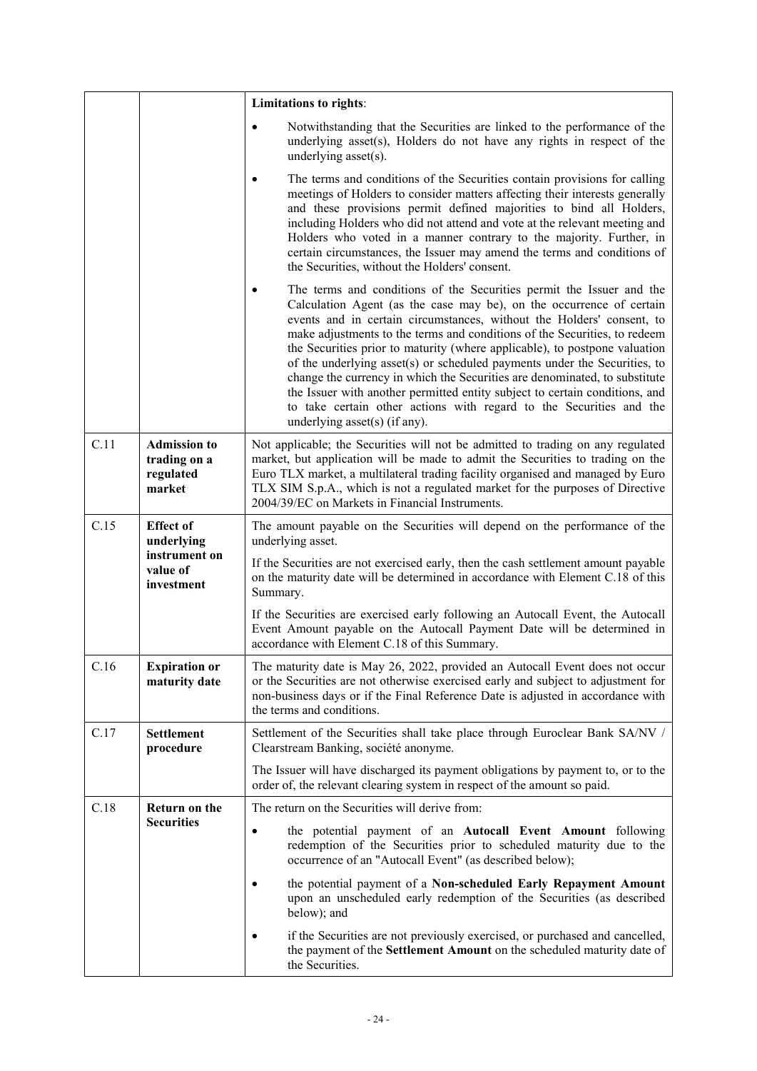| | | |
|---|---|---|
| | | **Limitations to rights**:<br><br>• Notwithstanding that the Securities are linked to the performance of the underlying asset(s), Holders do not have any rights in respect of the underlying asset(s).<br><br>• The terms and conditions of the Securities contain provisions for calling meetings of Holders to consider matters affecting their interests generally and these provisions permit defined majorities to bind all Holders, including Holders who did not attend and vote at the relevant meeting and Holders who voted in a manner contrary to the majority. Further, in certain circumstances, the Issuer may amend the terms and conditions of the Securities, without the Holders' consent.<br><br>• The terms and conditions of the Securities permit the Issuer and the Calculation Agent (as the case may be), on the occurrence of certain events and in certain circumstances, without the Holders' consent, to make adjustments to the terms and conditions of the Securities, to redeem the Securities prior to maturity (where applicable), to postpone valuation of the underlying asset(s) or scheduled payments under the Securities, to change the currency in which the Securities are denominated, to substitute the Issuer with another permitted entity subject to certain conditions, and to take certain other actions with regard to the Securities and the underlying asset(s) (if any). |
| C.11 | **Admission to trading on a regulated market** | Not applicable; the Securities will not be admitted to trading on any regulated market, but application will be made to admit the Securities to trading on the Euro TLX market, a multilateral trading facility organised and managed by Euro TLX SIM S.p.A., which is not a regulated market for the purposes of Directive 2004/39/EC on Markets in Financial Instruments. |
| C.15 | **Effect of underlying instrument on value of investment** | The amount payable on the Securities will depend on the performance of the underlying asset.<br><br>If the Securities are not exercised early, then the cash settlement amount payable on the maturity date will be determined in accordance with Element C.18 of this Summary.<br><br>If the Securities are exercised early following an Autocall Event, the Autocall Event Amount payable on the Autocall Payment Date will be determined in accordance with Element C.18 of this Summary. |
| C.16 | **Expiration or maturity date** | The maturity date is May 26, 2022, provided an Autocall Event does not occur or the Securities are not otherwise exercised early and subject to adjustment for non-business days or if the Final Reference Date is adjusted in accordance with the terms and conditions. |
| C.17 | **Settlement procedure** | Settlement of the Securities shall take place through Euroclear Bank SA/NV / Clearstream Banking, société anonyme.<br><br>The Issuer will have discharged its payment obligations by payment to, or to the order of, the relevant clearing system in respect of the amount so paid. |
| C.18 | **Return on the Securities** | The return on the Securities will derive from:<br><br>• the potential payment of an **Autocall Event Amount** following redemption of the Securities prior to scheduled maturity due to the occurrence of an "Autocall Event" (as described below);<br><br>• the potential payment of a **Non-scheduled Early Repayment Amount** upon an unscheduled early redemption of the Securities (as described below); and<br><br>• if the Securities are not previously exercised, or purchased and cancelled, the payment of the **Settlement Amount** on the scheduled maturity date of the Securities. |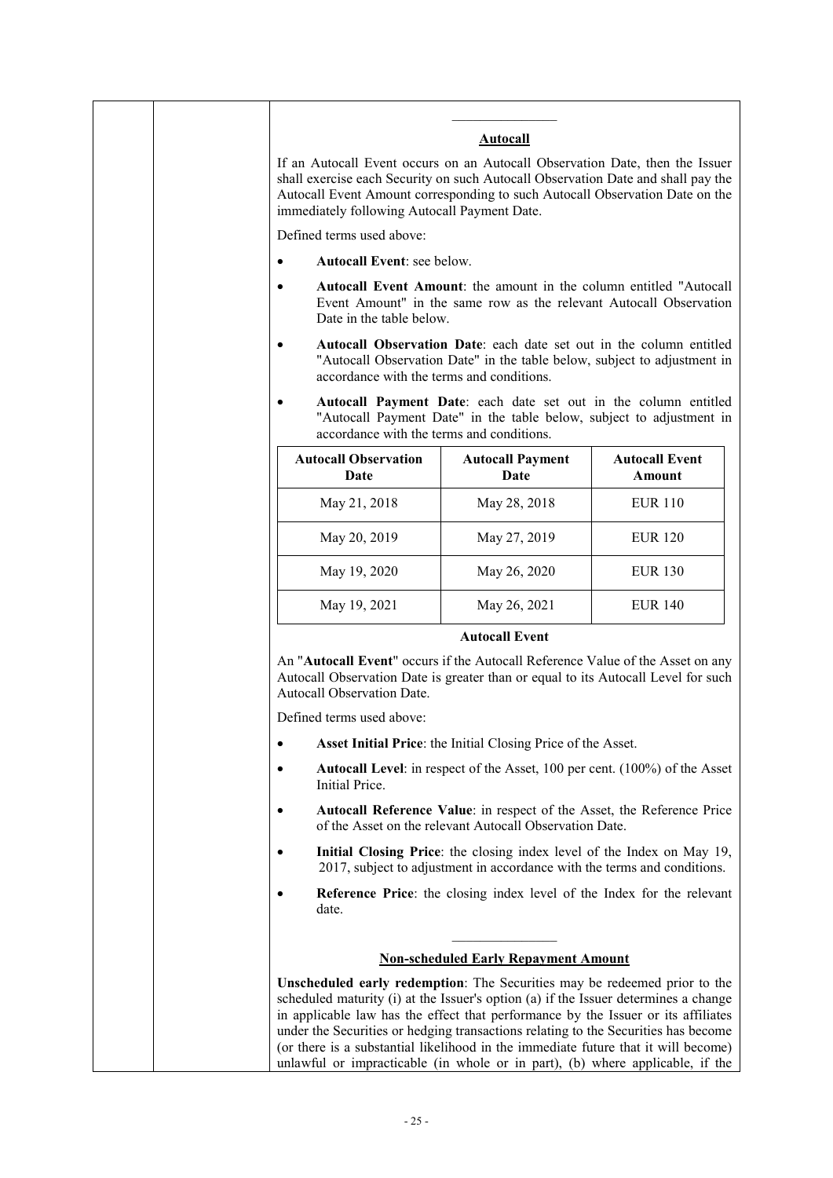---

**Autocall**

If an Autocall Event occurs on an Autocall Observation Date, then the Issuer shall exercise each Security on such Autocall Observation Date and shall pay the Autocall Event Amount corresponding to such Autocall Observation Date on the immediately following Autocall Payment Date.

Defined terms used above:

- **Autocall Event**: see below.
- **Autocall Event Amount**: the amount in the column entitled "Autocall Event Amount" in the same row as the relevant Autocall Observation Date in the table below.
- **Autocall Observation Date**: each date set out in the column entitled "Autocall Observation Date" in the table below, subject to adjustment in accordance with the terms and conditions.
- **Autocall Payment Date**: each date set out in the column entitled "Autocall Payment Date" in the table below, subject to adjustment in accordance with the terms and conditions.

| Autocall Observation Date | Autocall Payment Date | Autocall Event Amount |
|---|---|---|
| May 21, 2018 | May 28, 2018 | EUR 110 |
| May 20, 2019 | May 27, 2019 | EUR 120 |
| May 19, 2020 | May 26, 2020 | EUR 130 |
| May 19, 2021 | May 26, 2021 | EUR 140 |

**Autocall Event**

An "**Autocall Event**" occurs if the Autocall Reference Value of the Asset on any Autocall Observation Date is greater than or equal to its Autocall Level for such Autocall Observation Date.

Defined terms used above:

- **Asset Initial Price**: the Initial Closing Price of the Asset.
- **Autocall Level**: in respect of the Asset, 100 per cent. (100%) of the Asset Initial Price.
- **Autocall Reference Value**: in respect of the Asset, the Reference Price of the Asset on the relevant Autocall Observation Date.
- **Initial Closing Price**: the closing index level of the Index on May 19, 2017, subject to adjustment in accordance with the terms and conditions.
- **Reference Price**: the closing index level of the Index for the relevant date.

---

**Non-scheduled Early Repayment Amount**

**Unscheduled early redemption**: The Securities may be redeemed prior to the scheduled maturity (i) at the Issuer's option (a) if the Issuer determines a change in applicable law has the effect that performance by the Issuer or its affiliates under the Securities or hedging transactions relating to the Securities has become (or there is a substantial likelihood in the immediate future that it will become) unlawful or impracticable (in whole or in part), (b) where applicable, if the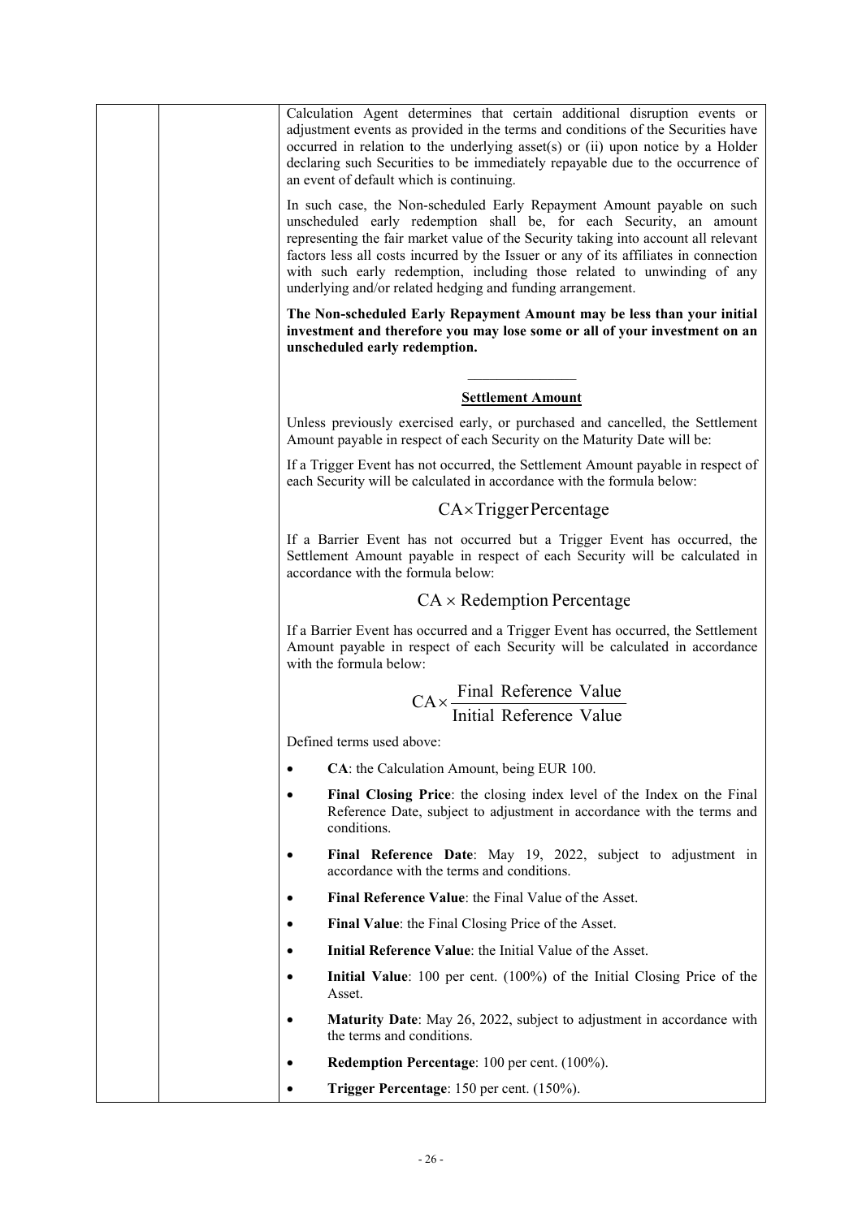Calculation Agent determines that certain additional disruption events or adjustment events as provided in the terms and conditions of the Securities have occurred in relation to the underlying asset(s) or (ii) upon notice by a Holder declaring such Securities to be immediately repayable due to the occurrence of an event of default which is continuing.

In such case, the Non-scheduled Early Repayment Amount payable on such unscheduled early redemption shall be, for each Security, an amount representing the fair market value of the Security taking into account all relevant factors less all costs incurred by the Issuer or any of its affiliates in connection with such early redemption, including those related to unwinding of any underlying and/or related hedging and funding arrangement.

**The Non-scheduled Early Repayment Amount may be less than your initial investment and therefore you may lose some or all of your investment on an unscheduled early redemption.**

---

**Settlement Amount**

Unless previously exercised early, or purchased and cancelled, the Settlement Amount payable in respect of each Security on the Maturity Date will be:

If a Trigger Event has not occurred, the Settlement Amount payable in respect of each Security will be calculated in accordance with the formula below:

$$\text{CA} \times \text{Trigger Percentage}$$

If a Barrier Event has not occurred but a Trigger Event has occurred, the Settlement Amount payable in respect of each Security will be calculated in accordance with the formula below:

$$\text{CA} \times \text{Redemption Percentage}$$

If a Barrier Event has occurred and a Trigger Event has occurred, the Settlement Amount payable in respect of each Security will be calculated in accordance with the formula below:

$$\text{CA} \times \frac{\text{Final Reference Value}}{\text{Initial Reference Value}}$$

Defined terms used above:

- **CA**: the Calculation Amount, being EUR 100.
- **Final Closing Price**: the closing index level of the Index on the Final Reference Date, subject to adjustment in accordance with the terms and conditions.
- **Final Reference Date**: May 19, 2022, subject to adjustment in accordance with the terms and conditions.
- **Final Reference Value**: the Final Value of the Asset.
- **Final Value**: the Final Closing Price of the Asset.
- **Initial Reference Value**: the Initial Value of the Asset.
- **Initial Value**: 100 per cent. (100%) of the Initial Closing Price of the Asset.
- **Maturity Date**: May 26, 2022, subject to adjustment in accordance with the terms and conditions.
- **Redemption Percentage**: 100 per cent. (100%).
- **Trigger Percentage**: 150 per cent. (150%).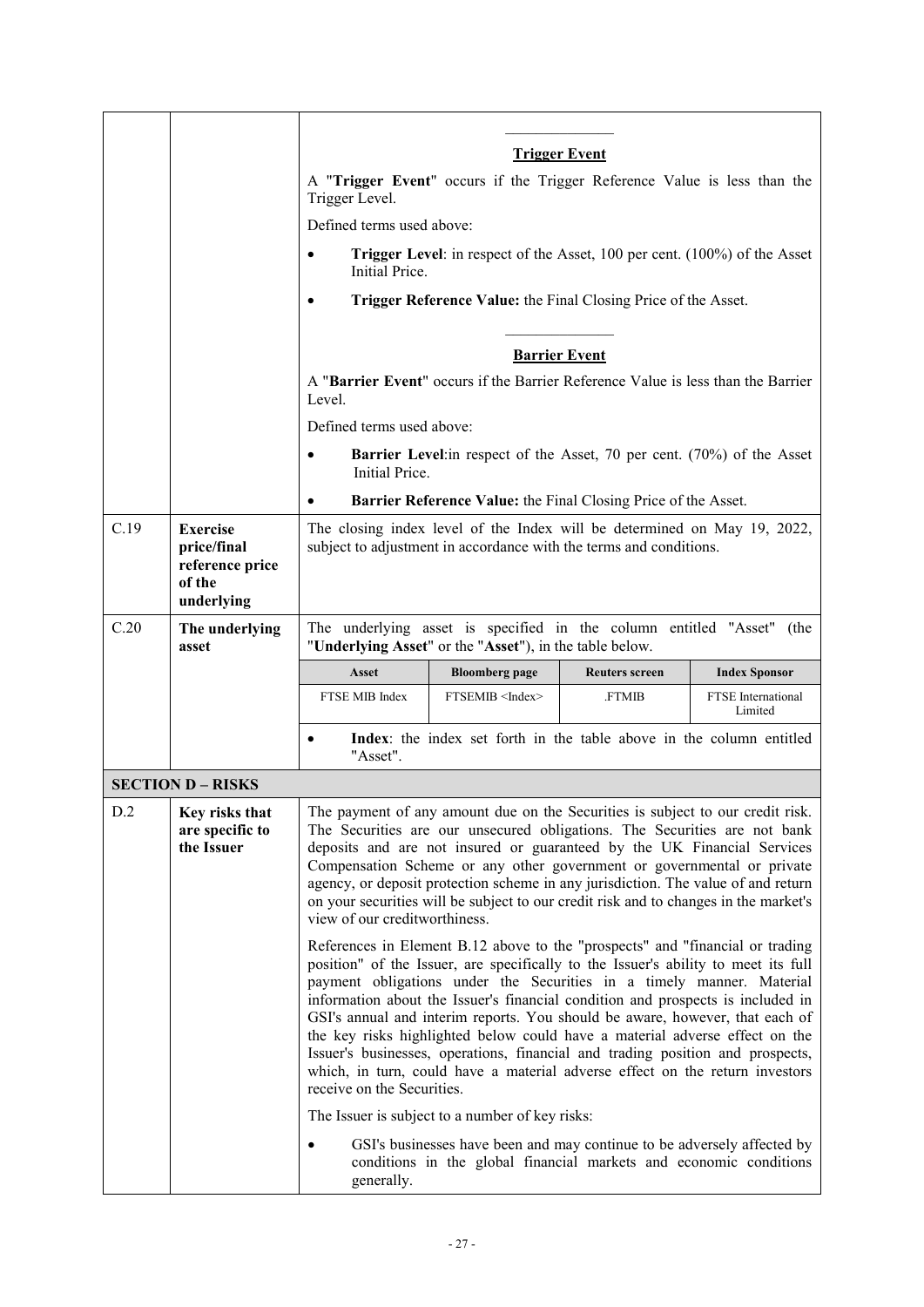| | | |
|---|---|---|
| | | ______________ **Trigger Event** A "**Trigger Event**" occurs if the Trigger Reference Value is less than the Trigger Level. Defined terms used above: • **Trigger Level**: in respect of the Asset, 100 per cent. (100%) of the Asset Initial Price. • **Trigger Reference Value:** the Final Closing Price of the Asset. ______________ **Barrier Event** A "**Barrier Event**" occurs if the Barrier Reference Value is less than the Barrier Level. Defined terms used above: • **Barrier Level**:in respect of the Asset, 70 per cent. (70%) of the Asset Initial Price. • **Barrier Reference Value:** the Final Closing Price of the Asset. |
| C.19 | **Exercise price/final reference price of the underlying** | The closing index level of the Index will be determined on May 19, 2022, subject to adjustment in accordance with the terms and conditions. |
| C.20 | **The underlying asset** | The underlying asset is specified in the column entitled "Asset" (the "**Underlying Asset**" or the "**Asset**"), in the table below. |

| Asset | Bloomberg page | Reuters screen | Index Sponsor |
|---|---|---|---|
| FTSE MIB Index | FTSEMIB <Index> | .FTMIB | FTSE International Limited |

- **Index**: the index set forth in the table above in the column entitled "Asset".

**SECTION D – RISKS**

| | | |
|---|---|---|
| D.2 | **Key risks that are specific to the Issuer** | The payment of any amount due on the Securities is subject to our credit risk. The Securities are our unsecured obligations. The Securities are not bank deposits and are not insured or guaranteed by the UK Financial Services Compensation Scheme or any other government or governmental or private agency, or deposit protection scheme in any jurisdiction. The value of and return on your securities will be subject to our credit risk and to changes in the market's view of our creditworthiness. References in Element B.12 above to the "prospects" and "financial or trading position" of the Issuer, are specifically to the Issuer's ability to meet its full payment obligations under the Securities in a timely manner. Material information about the Issuer's financial condition and prospects is included in GSI's annual and interim reports. You should be aware, however, that each of the key risks highlighted below could have a material adverse effect on the Issuer's businesses, operations, financial and trading position and prospects, which, in turn, could have a material adverse effect on the return investors receive on the Securities. The Issuer is subject to a number of key risks: • GSI's businesses have been and may continue to be adversely affected by conditions in the global financial markets and economic conditions generally. |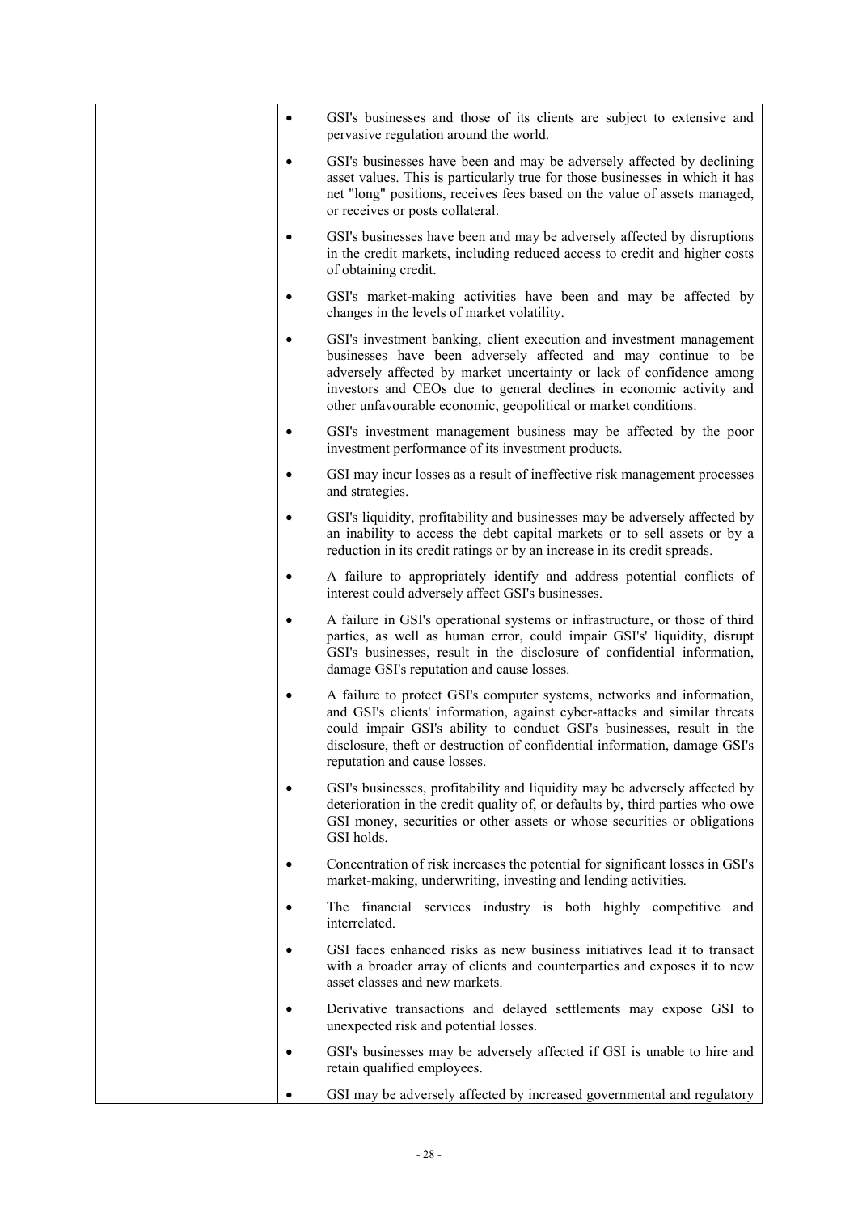| | | - GSI's businesses and those of its clients are subject to extensive and pervasive regulation around the world.<br>- GSI's businesses have been and may be adversely affected by declining asset values. This is particularly true for those businesses in which it has net "long" positions, receives fees based on the value of assets managed, or receives or posts collateral.<br>- GSI's businesses have been and may be adversely affected by disruptions in the credit markets, including reduced access to credit and higher costs of obtaining credit.<br>- GSI's market-making activities have been and may be affected by changes in the levels of market volatility.<br>- GSI's investment banking, client execution and investment management businesses have been adversely affected and may continue to be adversely affected by market uncertainty or lack of confidence among investors and CEOs due to general declines in economic activity and other unfavourable economic, geopolitical or market conditions.<br>- GSI's investment management business may be affected by the poor investment performance of its investment products.<br>- GSI may incur losses as a result of ineffective risk management processes and strategies.<br>- GSI's liquidity, profitability and businesses may be adversely affected by an inability to access the debt capital markets or to sell assets or by a reduction in its credit ratings or by an increase in its credit spreads.<br>- A failure to appropriately identify and address potential conflicts of interest could adversely affect GSI's businesses.<br>- A failure in GSI's operational systems or infrastructure, or those of third parties, as well as human error, could impair GSI's' liquidity, disrupt GSI's businesses, result in the disclosure of confidential information, damage GSI's reputation and cause losses.<br>- A failure to protect GSI's computer systems, networks and information, and GSI's clients' information, against cyber-attacks and similar threats could impair GSI's ability to conduct GSI's businesses, result in the disclosure, theft or destruction of confidential information, damage GSI's reputation and cause losses.<br>- GSI's businesses, profitability and liquidity may be adversely affected by deterioration in the credit quality of, or defaults by, third parties who owe GSI money, securities or other assets or whose securities or obligations GSI holds.<br>- Concentration of risk increases the potential for significant losses in GSI's market-making, underwriting, investing and lending activities.<br>- The financial services industry is both highly competitive and interrelated.<br>- GSI faces enhanced risks as new business initiatives lead it to transact with a broader array of clients and counterparties and exposes it to new asset classes and new markets.<br>- Derivative transactions and delayed settlements may expose GSI to unexpected risk and potential losses.<br>- GSI's businesses may be adversely affected if GSI is unable to hire and retain qualified employees.<br>- GSI may be adversely affected by increased governmental and regulatory |
|---|---|---|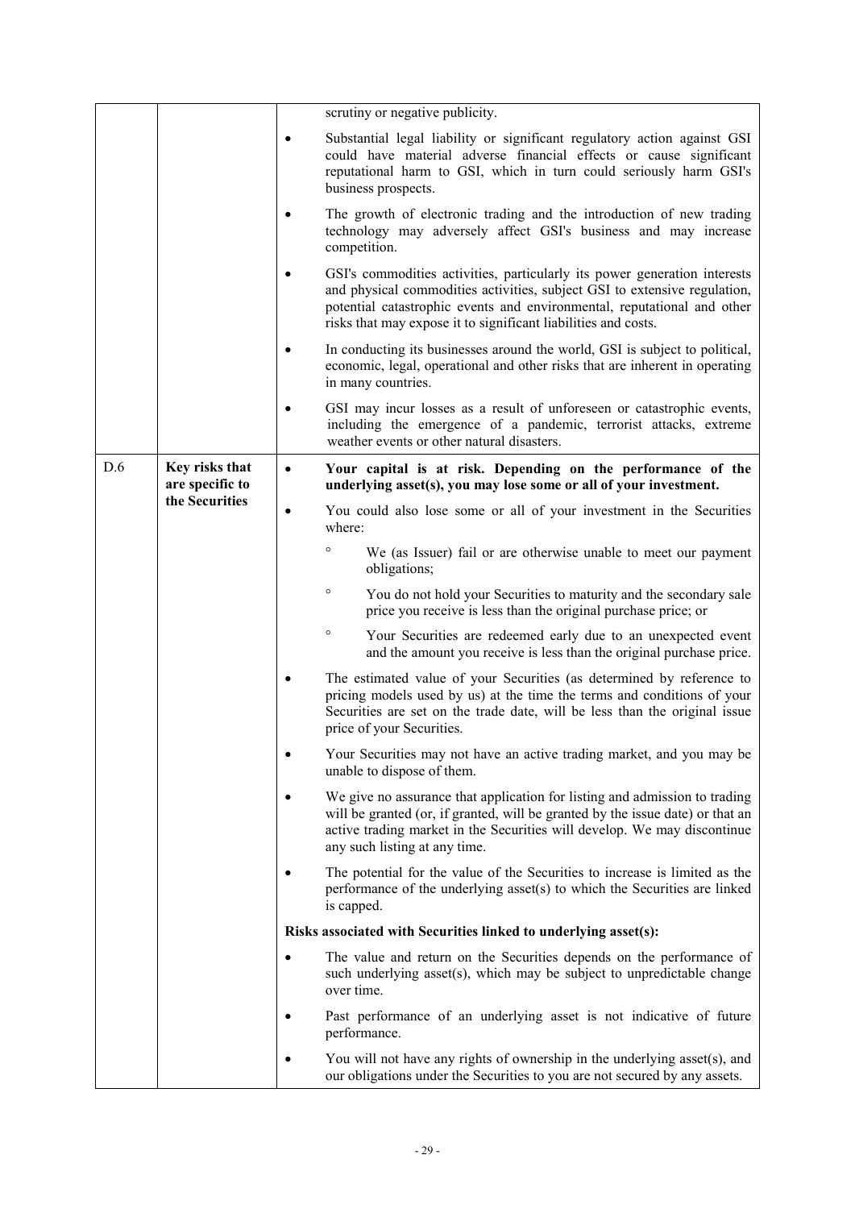| | | |
|---|---|---|
| | | scrutiny or negative publicity.<br>• Substantial legal liability or significant regulatory action against GSI could have material adverse financial effects or cause significant reputational harm to GSI, which in turn could seriously harm GSI's business prospects.<br>• The growth of electronic trading and the introduction of new trading technology may adversely affect GSI's business and may increase competition.<br>• GSI's commodities activities, particularly its power generation interests and physical commodities activities, subject GSI to extensive regulation, potential catastrophic events and environmental, reputational and other risks that may expose it to significant liabilities and costs.<br>• In conducting its businesses around the world, GSI is subject to political, economic, legal, operational and other risks that are inherent in operating in many countries.<br>• GSI may incur losses as a result of unforeseen or catastrophic events, including the emergence of a pandemic, terrorist attacks, extreme weather events or other natural disasters. |
| D.6 | **Key risks that are specific to the Securities** | • **Your capital is at risk. Depending on the performance of the underlying asset(s), you may lose some or all of your investment.**<br>• You could also lose some or all of your investment in the Securities where:<br>  ° We (as Issuer) fail or are otherwise unable to meet our payment obligations;<br>  ° You do not hold your Securities to maturity and the secondary sale price you receive is less than the original purchase price; or<br>  ° Your Securities are redeemed early due to an unexpected event and the amount you receive is less than the original purchase price.<br>• The estimated value of your Securities (as determined by reference to pricing models used by us) at the time the terms and conditions of your Securities are set on the trade date, will be less than the original issue price of your Securities.<br>• Your Securities may not have an active trading market, and you may be unable to dispose of them.<br>• We give no assurance that application for listing and admission to trading will be granted (or, if granted, will be granted by the issue date) or that an active trading market in the Securities will develop. We may discontinue any such listing at any time.<br>• The potential for the value of the Securities to increase is limited as the performance of the underlying asset(s) to which the Securities are linked is capped.<br>**Risks associated with Securities linked to underlying asset(s):**<br>• The value and return on the Securities depends on the performance of such underlying asset(s), which may be subject to unpredictable change over time.<br>• Past performance of an underlying asset is not indicative of future performance.<br>• You will not have any rights of ownership in the underlying asset(s), and our obligations under the Securities to you are not secured by any assets. |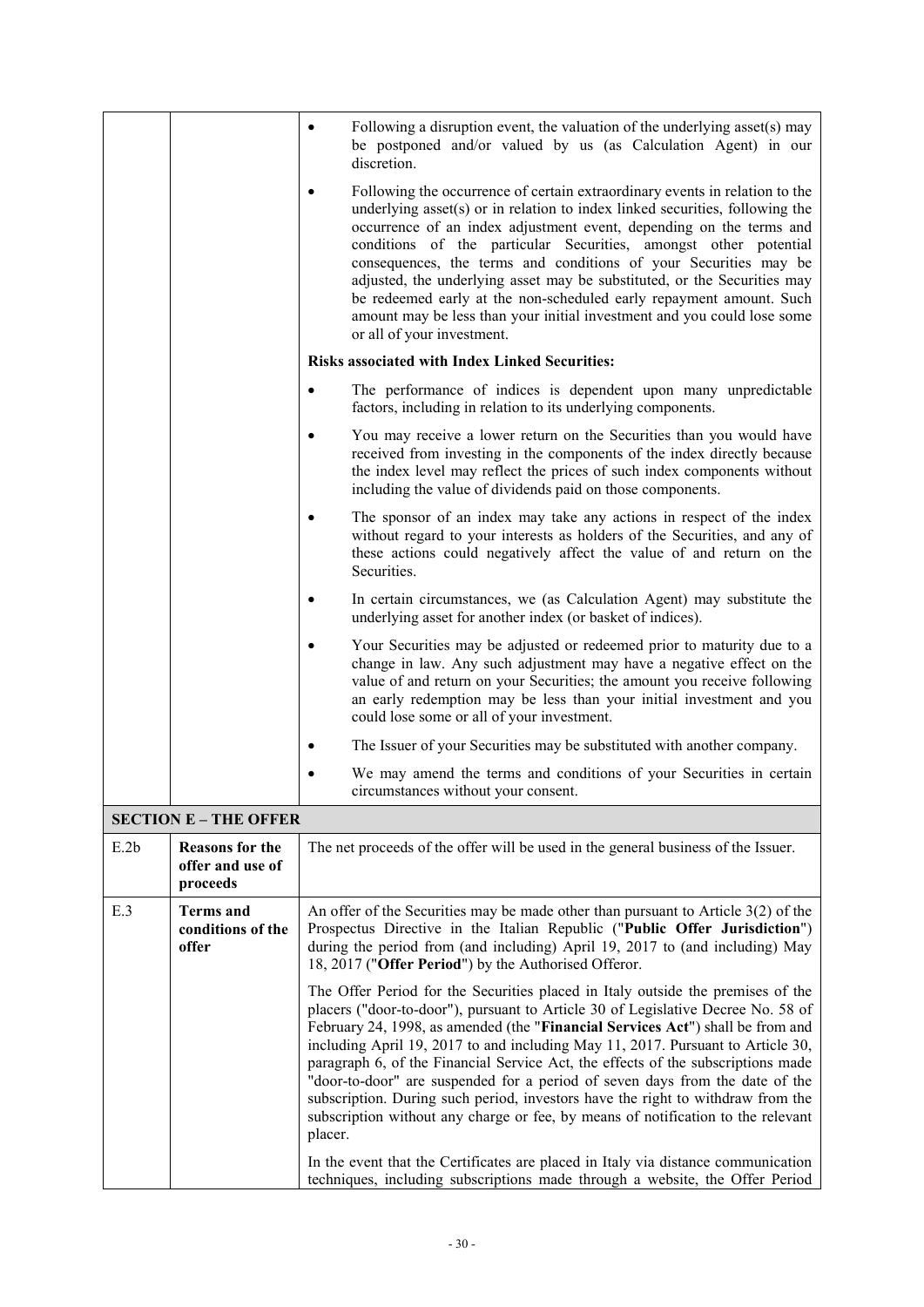| | | |
|---|---|---|
| | | • Following a disruption event, the valuation of the underlying asset(s) may be postponed and/or valued by us (as Calculation Agent) in our discretion.<br><br>• Following the occurrence of certain extraordinary events in relation to the underlying asset(s) or in relation to index linked securities, following the occurrence of an index adjustment event, depending on the terms and conditions of the particular Securities, amongst other potential consequences, the terms and conditions of your Securities may be adjusted, the underlying asset may be substituted, or the Securities may be redeemed early at the non-scheduled early repayment amount. Such amount may be less than your initial investment and you could lose some or all of your investment.<br><br>**Risks associated with Index Linked Securities:**<br><br>• The performance of indices is dependent upon many unpredictable factors, including in relation to its underlying components.<br><br>• You may receive a lower return on the Securities than you would have received from investing in the components of the index directly because the index level may reflect the prices of such index components without including the value of dividends paid on those components.<br><br>• The sponsor of an index may take any actions in respect of the index without regard to your interests as holders of the Securities, and any of these actions could negatively affect the value of and return on the Securities.<br><br>• In certain circumstances, we (as Calculation Agent) may substitute the underlying asset for another index (or basket of indices).<br><br>• Your Securities may be adjusted or redeemed prior to maturity due to a change in law. Any such adjustment may have a negative effect on the value of and return on your Securities; the amount you receive following an early redemption may be less than your initial investment and you could lose some or all of your investment.<br><br>• The Issuer of your Securities may be substituted with another company.<br><br>• We may amend the terms and conditions of your Securities in certain circumstances without your consent. |
| **SECTION E – THE OFFER** | | |
| E.2b | **Reasons for the offer and use of proceeds** | The net proceeds of the offer will be used in the general business of the Issuer. |
| E.3 | **Terms and conditions of the offer** | An offer of the Securities may be made other than pursuant to Article 3(2) of the Prospectus Directive in the Italian Republic ("**Public Offer Jurisdiction**") during the period from (and including) April 19, 2017 to (and including) May 18, 2017 ("**Offer Period**") by the Authorised Offeror.<br><br>The Offer Period for the Securities placed in Italy outside the premises of the placers ("door-to-door"), pursuant to Article 30 of Legislative Decree No. 58 of February 24, 1998, as amended (the "**Financial Services Act**") shall be from and including April 19, 2017 to and including May 11, 2017. Pursuant to Article 30, paragraph 6, of the Financial Service Act, the effects of the subscriptions made "door-to-door" are suspended for a period of seven days from the date of the subscription. During such period, investors have the right to withdraw from the subscription without any charge or fee, by means of notification to the relevant placer.<br><br>In the event that the Certificates are placed in Italy via distance communication techniques, including subscriptions made through a website, the Offer Period |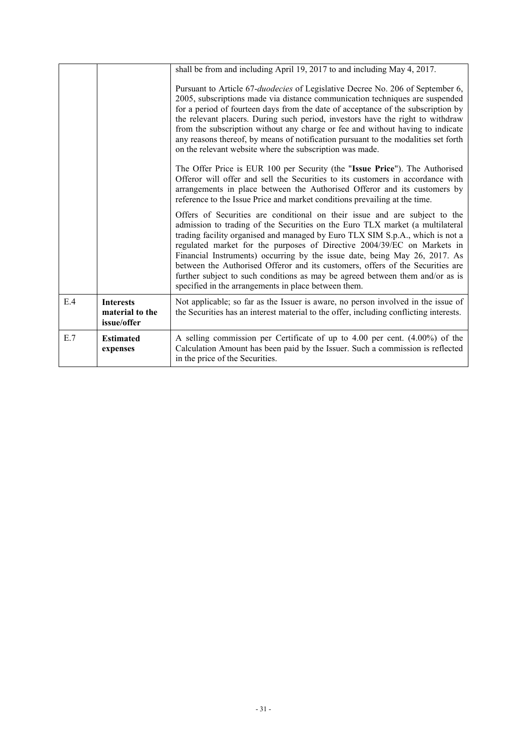| | | |
|---|---|---|
| | | shall be from and including April 19, 2017 to and including May 4, 2017.<br><br>Pursuant to Article 67-*duodecies* of Legislative Decree No. 206 of September 6, 2005, subscriptions made via distance communication techniques are suspended for a period of fourteen days from the date of acceptance of the subscription by the relevant placers. During such period, investors have the right to withdraw from the subscription without any charge or fee and without having to indicate any reasons thereof, by means of notification pursuant to the modalities set forth on the relevant website where the subscription was made.<br><br>The Offer Price is EUR 100 per Security (the "**Issue Price**"). The Authorised Offeror will offer and sell the Securities to its customers in accordance with arrangements in place between the Authorised Offeror and its customers by reference to the Issue Price and market conditions prevailing at the time.<br><br>Offers of Securities are conditional on their issue and are subject to the admission to trading of the Securities on the Euro TLX market (a multilateral trading facility organised and managed by Euro TLX SIM S.p.A., which is not a regulated market for the purposes of Directive 2004/39/EC on Markets in Financial Instruments) occurring by the issue date, being May 26, 2017. As between the Authorised Offeror and its customers, offers of the Securities are further subject to such conditions as may be agreed between them and/or as is specified in the arrangements in place between them. |
| E.4 | **Interests material to the issue/offer** | Not applicable; so far as the Issuer is aware, no person involved in the issue of the Securities has an interest material to the offer, including conflicting interests. |
| E.7 | **Estimated expenses** | A selling commission per Certificate of up to 4.00 per cent. (4.00%) of the Calculation Amount has been paid by the Issuer. Such a commission is reflected in the price of the Securities. |